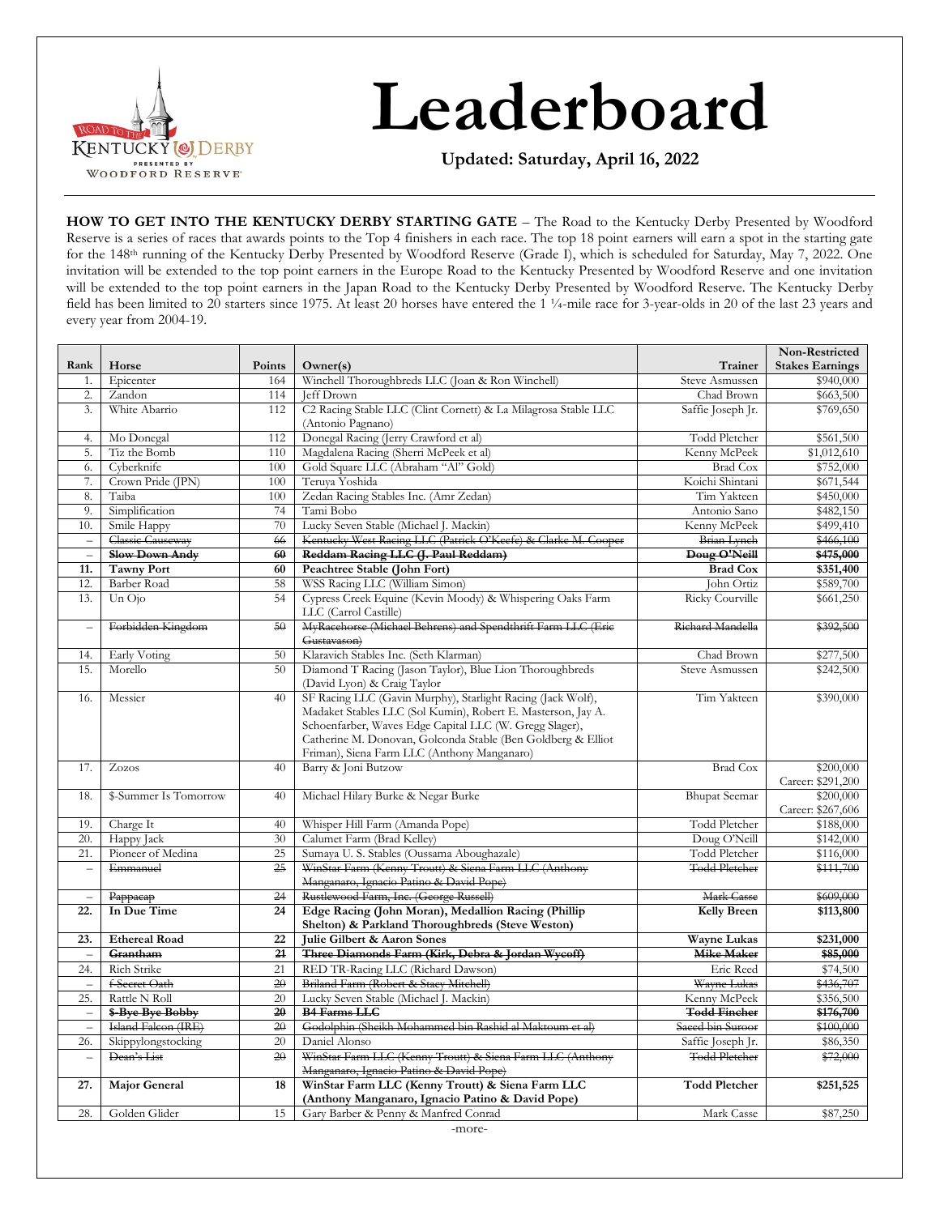# Leaderboard

**Updated: Saturday, April 16, 2022**

**HOW TO GET INTO THE KENTUCKY DERBY STARTING GATE** – The Road to the Kentucky Derby Presented by Woodford Reserve is a series of races that awards points to the Top 4 finishers in each race. The top 18 point earners will earn a spot in the starting gate for the 148th running of the Kentucky Derby Presented by Woodford Reserve (Grade I), which is scheduled for Saturday, May 7, 2022. One invitation will be extended to the top point earners in the Europe Road to the Kentucky Presented by Woodford Reserve and one invitation will be extended to the top point earners in the Japan Road to the Kentucky Derby Presented by Woodford Reserve. The Kentucky Derby field has been limited to 20 starters since 1975. At least 20 horses have entered the 1 ¼-mile race for 3-year-olds in 20 of the last 23 years and every year from 2004-19.

| Rank | Horse | Points | Owner(s) | Trainer | Non-Restricted Stakes Earnings |
|---|---|---|---|---|---|
| 1. | Epicenter | 164 | Winchell Thoroughbreds LLC (Joan & Ron Winchell) | Steve Asmussen | $940,000 |
| 2. | Zandon | 114 | Jeff Drown | Chad Brown | $663,500 |
| 3. | White Abarrio | 112 | C2 Racing Stable LLC (Clint Cornett) & La Milagrosa Stable LLC (Antonio Pagnano) | Saffie Joseph Jr. | $769,650 |
| 4. | Mo Donegal | 112 | Donegal Racing (Jerry Crawford et al) | Todd Pletcher | $561,500 |
| 5. | Tiz the Bomb | 110 | Magdalena Racing (Sherri McPeek et al) | Kenny McPeek | $1,012,610 |
| 6. | Cyberknife | 100 | Gold Square LLC (Abraham "Al" Gold) | Brad Cox | $752,000 |
| 7. | Crown Pride (JPN) | 100 | Teruya Yoshida | Koichi Shintani | $671,544 |
| 8. | Taiba | 100 | Zedan Racing Stables Inc. (Amr Zedan) | Tim Yakteen | $450,000 |
| 9. | Simplification | 74 | Tami Bobo | Antonio Sano | $482,150 |
| 10. | Smile Happy | 70 | Lucky Seven Stable (Michael J. Mackin) | Kenny McPeek | $499,410 |
| – | ~~Classic Causeway~~ | ~~66~~ | ~~Kentucky West Racing LLC (Patrick O'Keefe) & Clarke M. Cooper~~ | ~~Brian Lynch~~ | ~~$466,100~~ |
| – | ~~**Slow Down Andy**~~ | ~~**60**~~ | ~~**Reddam Racing LLC (J. Paul Reddam)**~~ | ~~**Doug O'Neill**~~ | ~~**$475,000**~~ |
| **11.** | **Tawny Port** | **60** | **Peachtree Stable (John Fort)** | **Brad Cox** | **$351,400** |
| 12. | Barber Road | 58 | WSS Racing LLC (William Simon) | John Ortiz | $589,700 |
| 13. | Un Ojo | 54 | Cypress Creek Equine (Kevin Moody) & Whispering Oaks Farm LLC (Carrol Castille) | Ricky Courville | $661,250 |
| – | ~~Forbidden Kingdom~~ | ~~50~~ | ~~MyRacehorse (Michael Behrens) and Spendthrift Farm LLC (Eric Gustavason)~~ | ~~Richard Mandella~~ | ~~$392,500~~ |
| 14. | Early Voting | 50 | Klaravich Stables Inc. (Seth Klarman) | Chad Brown | $277,500 |
| 15. | Morello | 50 | Diamond T Racing (Jason Taylor), Blue Lion Thoroughbreds (David Lyon) & Craig Taylor | Steve Asmussen | $242,500 |
| 16. | Messier | 40 | SF Racing LLC (Gavin Murphy), Starlight Racing (Jack Wolf), Madaket Stables LLC (Sol Kumin), Robert E. Masterson, Jay A. Schoenfarber, Waves Edge Capital LLC (W. Gregg Slager), Catherine M. Donovan, Golconda Stable (Ben Goldberg & Elliot Friman), Siena Farm LLC (Anthony Manganaro) | Tim Yakteen | $390,000 |
| 17. | Zozos | 40 | Barry & Joni Butzow | Brad Cox | $200,000 Career: $291,200 |
| 18. | $-Summer Is Tomorrow | 40 | Michael Hilary Burke & Negar Burke | Bhupat Seemar | $200,000 Career: $267,606 |
| 19. | Charge It | 40 | Whisper Hill Farm (Amanda Pope) | Todd Pletcher | $188,000 |
| 20. | Happy Jack | 30 | Calumet Farm (Brad Kelley) | Doug O'Neill | $142,000 |
| 21. | Pioneer of Medina | 25 | Sumaya U. S. Stables (Oussama Aboughazale) | Todd Pletcher | $116,000 |
| – | ~~Emmanuel~~ | ~~25~~ | ~~WinStar Farm (Kenny Troutt) & Siena Farm LLC (Anthony Manganaro, Ignacio Patino & David Pope)~~ | ~~Todd Pletcher~~ | ~~$111,700~~ |
| – | ~~Pappacap~~ | ~~24~~ | ~~Rustlewood Farm, Inc. (George Russell)~~ | ~~Mark Casse~~ | ~~$609,000~~ |
| **22.** | **In Due Time** | **24** | **Edge Racing (John Moran), Medallion Racing (Phillip Shelton) & Parkland Thoroughbreds (Steve Weston)** | **Kelly Breen** | **$113,800** |
| **23.** | **Ethereal Road** | **22** | **Julie Gilbert & Aaron Sones** | **Wayne Lukas** | **$231,000** |
| – | ~~**Grantham**~~ | ~~**21**~~ | ~~**Three Diamonds Farm (Kirk, Debra & Jordan Wycoff)**~~ | ~~**Mike Maker**~~ | ~~**$85,000**~~ |
| 24. | Rich Strike | 21 | RED TR-Racing LLC (Richard Dawson) | Eric Reed | $74,500 |
| – | ~~f-Secret Oath~~ | ~~20~~ | ~~Briland Farm (Robert & Stacy Mitchell)~~ | ~~Wayne Lukas~~ | ~~$436,707~~ |
| 25. | Rattle N Roll | 20 | Lucky Seven Stable (Michael J. Mackin) | Kenny McPeek | $356,500 |
| – | ~~**$-Bye Bye Bobby**~~ | ~~**20**~~ | ~~**B4 Farms LLC**~~ | ~~**Todd Fincher**~~ | ~~**$176,700**~~ |
| – | ~~Island Falcon (IRE)~~ | ~~20~~ | ~~Godolphin (Sheikh Mohammed bin Rashid al Maktoum et al)~~ | ~~Saeed bin Suroor~~ | ~~$100,000~~ |
| 26. | Skippylongstocking | 20 | Daniel Alonso | Saffie Joseph Jr. | $86,350 |
| – | ~~Dean's List~~ | ~~20~~ | ~~WinStar Farm LLC (Kenny Troutt) & Siena Farm LLC (Anthony Manganaro, Ignacio Patino & David Pope)~~ | ~~Todd Pletcher~~ | ~~$72,000~~ |
| **27.** | **Major General** | **18** | **WinStar Farm LLC (Kenny Troutt) & Siena Farm LLC (Anthony Manganaro, Ignacio Patino & David Pope)** | **Todd Pletcher** | **$251,525** |
| 28. | Golden Glider | 15 | Gary Barber & Penny & Manfred Conrad | Mark Casse | $87,250 |

-more-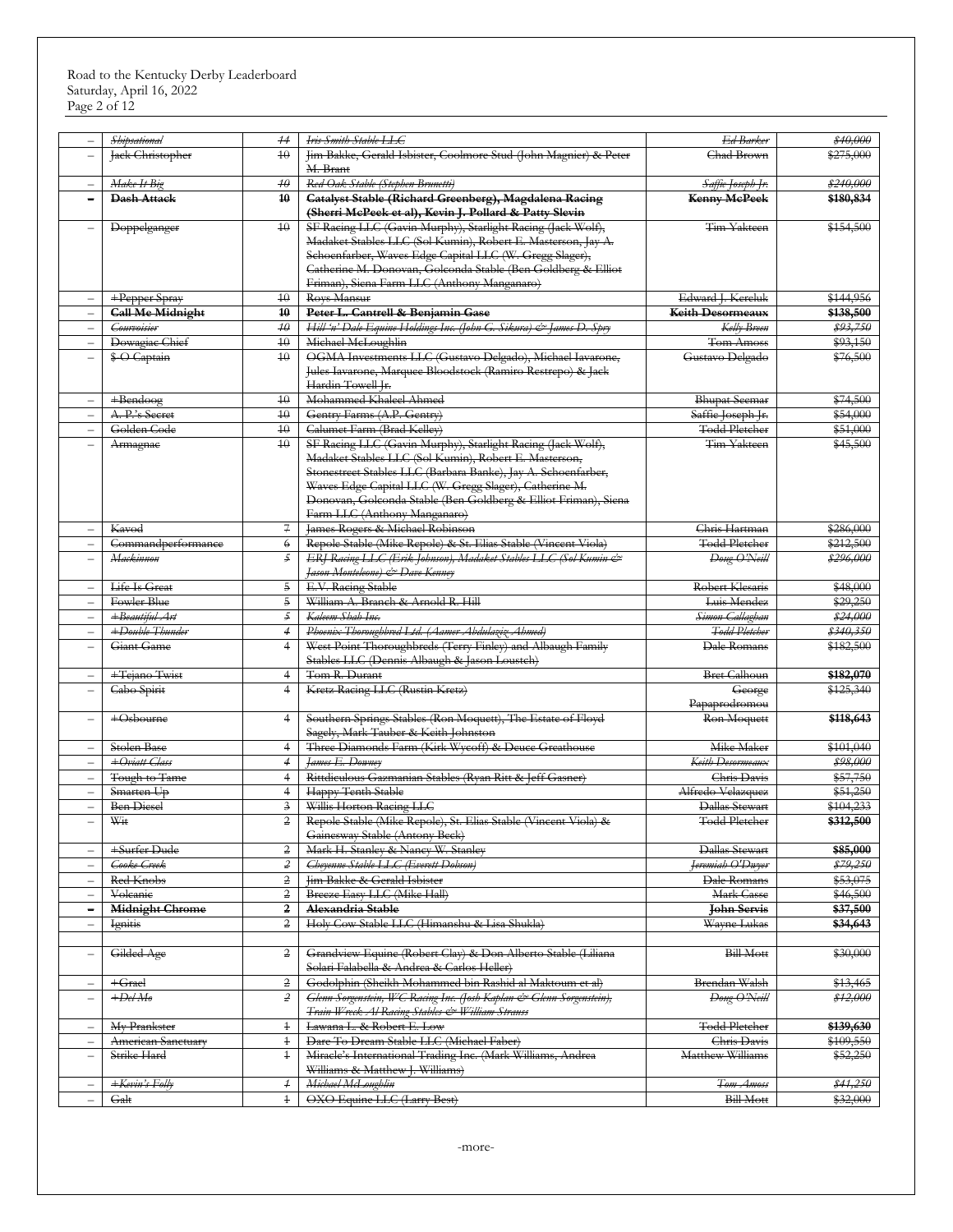| | Horse | Points | Owner | Trainer | Earnings |
|---|---|---|---|---|---|
| – | ~~*Shipsational*~~ | ~~*14*~~ | ~~*Iris Smith Stable LLC*~~ | ~~*Ed Barker*~~ | ~~*$40,000*~~ |
| – | ~~Jack Christopher~~ | ~~10~~ | ~~Jim Bakke, Gerald Isbister, Coolmore Stud (John Magnier) & Peter M. Brant~~ | ~~Chad Brown~~ | ~~$275,000~~ |
| – | ~~*Make It Big*~~ | ~~*10*~~ | ~~*Red Oak Stable (Stephen Brunetti)*~~ | ~~*Saffie Joseph Jr.*~~ | ~~*$240,000*~~ |
| – | ~~**Dash Attack**~~ | ~~**10**~~ | ~~**Catalyst Stable (Richard Greenberg), Magdalena Racing (Sherri McPeek et al), Kevin J. Pollard & Patty Slevin**~~ | ~~**Kenny McPeek**~~ | ~~**$180,834**~~ |
| – | ~~Doppelganger~~ | ~~10~~ | ~~SF Racing LLC (Gavin Murphy), Starlight Racing (Jack Wolf), Madaket Stables LLC (Sol Kumin), Robert E. Masterson, Jay A. Schoenfarber, Waves Edge Capital LLC (W. Gregg Slager), Catherine M. Donovan, Golconda Stable (Ben Goldberg & Elliot Friman), Siena Farm LLC (Anthony Manganaro)~~ | ~~Tim Yakteen~~ | ~~$154,500~~ |
| – | ~~+Pepper Spray~~ | ~~10~~ | ~~Roys Mansur~~ | ~~Edward J. Kereluk~~ | ~~$144,956~~ |
| – | ~~**Call Me Midnight**~~ | ~~**10**~~ | ~~**Peter L. Cantrell & Benjamin Gase**~~ | ~~**Keith Desormeaux**~~ | ~~**$138,500**~~ |
| – | ~~*Courvoisier*~~ | ~~*10*~~ | ~~*Hill 'n' Dale Equine Holdings Inc. (John G. Sikura) & James D. Spry*~~ | ~~*Kelly Breen*~~ | ~~*$93,750*~~ |
| – | ~~Dowagiac Chief~~ | ~~10~~ | ~~Michael McLoughlin~~ | ~~Tom Amoss~~ | ~~$93,150~~ |
| – | ~~$ O Captain~~ | ~~10~~ | ~~OGMA Investments LLC (Gustavo Delgado), Michael Iavarone, Jules Iavarone, Marquee Bloodstock (Ramiro Restrepo) & Jack Hardin Towell Jr.~~ | ~~Gustavo Delgado~~ | ~~$76,500~~ |
| – | ~~+Bendoog~~ | ~~10~~ | ~~Mohammed Khaleel Ahmed~~ | ~~Bhupat Seemar~~ | ~~$74,500~~ |
| – | ~~A. P.'s Secret~~ | ~~10~~ | ~~Gentry Farms (A.P. Gentry)~~ | ~~Saffie Joseph Jr.~~ | ~~$54,000~~ |
| – | ~~Golden Code~~ | ~~10~~ | ~~Calumet Farm (Brad Kelley)~~ | ~~Todd Pletcher~~ | ~~$51,000~~ |
| – | ~~Armagnac~~ | ~~10~~ | ~~SF Racing LLC (Gavin Murphy), Starlight Racing (Jack Wolf), Madaket Stables LLC (Sol Kumin), Robert E. Masterson, Stonestreet Stables LLC (Barbara Banke), Jay A. Schoenfarber, Waves Edge Capital LLC (W. Gregg Slager), Catherine M. Donovan, Golconda Stable (Ben Goldberg & Elliot Friman), Siena Farm LLC (Anthony Manganaro)~~ | ~~Tim Yakteen~~ | ~~$45,500~~ |
| – | ~~Kavod~~ | ~~7~~ | ~~James Rogers & Michael Robinson~~ | ~~Chris Hartman~~ | ~~$286,000~~ |
| – | ~~Commandperformance~~ | ~~6~~ | ~~Repole Stable (Mike Repole) & St. Elias Stable (Vincent Viola)~~ | ~~Todd Pletcher~~ | ~~$212,500~~ |
| – | ~~*Mackinnon*~~ | ~~*5*~~ | ~~*ERJ Racing LLC (Erik Johnson), Madaket Stables LLC (Sol Kumin & Jason Monteleone) & Dave Kenney*~~ | ~~*Doug O'Neill*~~ | ~~*$296,000*~~ |
| – | ~~Life Is Great~~ | ~~5~~ | ~~E.V. Racing Stable~~ | ~~Robert Klesaris~~ | ~~$48,000~~ |
| – | ~~Fowler Blue~~ | ~~5~~ | ~~William A. Branch & Arnold R. Hill~~ | ~~Luis Mendez~~ | ~~$29,250~~ |
| – | ~~*+Beautiful Art*~~ | ~~*5*~~ | ~~*Kaleem Shah Inc.*~~ | ~~*Simon Callaghan*~~ | ~~*$24,000*~~ |
| – | ~~*+Double Thunder*~~ | ~~*4*~~ | ~~*Phoenix Thoroughbred Ltd. (Aamer Abdulaziz Ahmed)*~~ | ~~*Todd Pletcher*~~ | ~~*$340,350*~~ |
| – | ~~Giant Game~~ | ~~4~~ | ~~West Point Thoroughbreds (Terry Finley) and Albaugh Family Stables LLC (Dennis Albaugh & Jason Loutsch)~~ | ~~Dale Romans~~ | ~~$182,500~~ |
| – | ~~+Tejano Twist~~ | ~~4~~ | ~~Tom R. Durant~~ | ~~Bret Calhoun~~ | ~~**$182,070**~~ |
| – | ~~Cabo Spirit~~ | ~~4~~ | ~~Kretz Racing LLC (Rustin Kretz)~~ | ~~George Papaprodromou~~ | ~~$125,340~~ |
| – | ~~+Osbourne~~ | ~~4~~ | ~~Southern Springs Stables (Ron Moquett), The Estate of Floyd Sagely, Mark Tauber & Keith Johnston~~ | ~~Ron Moquett~~ | ~~**$118,643**~~ |
| – | ~~Stolen Base~~ | ~~4~~ | ~~Three Diamonds Farm (Kirk Wycoff) & Deuce Greathouse~~ | ~~Mike Maker~~ | ~~$101,040~~ |
| – | ~~*+Oviatt Class*~~ | ~~*4*~~ | ~~*James E. Downey*~~ | ~~*Keith Desormeaux*~~ | ~~*$98,000*~~ |
| – | ~~Tough to Tame~~ | ~~4~~ | ~~Rittdiculous Gazmanian Stables (Ryan Ritt & Jeff Gasner)~~ | ~~Chris Davis~~ | ~~$57,750~~ |
| – | ~~Smarten Up~~ | ~~4~~ | ~~Happy Tenth Stable~~ | ~~Alfredo Velazquez~~ | ~~$51,250~~ |
| – | ~~Ben Diesel~~ | ~~3~~ | ~~Willis Horton Racing LLC~~ | ~~Dallas Stewart~~ | ~~$104,233~~ |
| – | ~~Wit~~ | ~~2~~ | ~~Repole Stable (Mike Repole), St. Elias Stable (Vincent Viola) & Gainesway Stable (Antony Beck)~~ | ~~Todd Pletcher~~ | ~~**$312,500**~~ |
| – | ~~+Surfer Dude~~ | ~~2~~ | ~~Mark H. Stanley & Nancy W. Stanley~~ | ~~Dallas Stewart~~ | ~~**$85,000**~~ |
| – | ~~*Cooke Creek*~~ | ~~*2*~~ | ~~*Cheyenne Stable LLC (Everett Dobson)*~~ | ~~*Jeremiah O'Dwyer*~~ | ~~*$79,250*~~ |
| – | ~~Red Knobs~~ | ~~2~~ | ~~Jim Bakke & Gerald Isbister~~ | ~~Dale Romans~~ | ~~$53,075~~ |
| – | ~~Volcanic~~ | ~~2~~ | ~~Breeze Easy LLC (Mike Hall)~~ | ~~Mark Casse~~ | ~~$46,500~~ |
| – | ~~**Midnight Chrome**~~ | ~~**2**~~ | ~~**Alexandria Stable**~~ | ~~**John Servis**~~ | ~~**$37,500**~~ |
| – | ~~Ignitis~~ | ~~2~~ | ~~Holy Cow Stable LLC (Himanshu & Lisa Shukla)~~ | ~~Wayne Lukas~~ | ~~**$34,643**~~ |
| | | | | | |
| – | ~~Gilded Age~~ | ~~2~~ | ~~Grandview Equine (Robert Clay) & Don Alberto Stable (Liliana Solari Falabella & Andrea & Carlos Heller)~~ | ~~Bill Mott~~ | ~~$30,000~~ |
| – | ~~+Grael~~ | ~~2~~ | ~~Godolphin (Sheikh Mohammed bin Rashid al Maktoum et al)~~ | ~~Brendan Walsh~~ | ~~$13,465~~ |
| – | ~~*+Del Mo*~~ | ~~*2*~~ | ~~*Glenn Sorgenstein, WC Racing Inc. (Josh Kaplan & Glenn Sorgenstein), Train Wreck Al Racing Stables & William Strauss*~~ | ~~*Doug O'Neill*~~ | ~~*$12,000*~~ |
| – | ~~My Prankster~~ | ~~1~~ | ~~Lawana L. & Robert E. Low~~ | ~~Todd Pletcher~~ | ~~**$139,630**~~ |
| – | ~~American Sanctuary~~ | ~~1~~ | ~~Dare To Dream Stable LLC (Michael Faber)~~ | ~~Chris Davis~~ | ~~$109,550~~ |
| – | ~~Strike Hard~~ | ~~1~~ | ~~Miracle's International Trading Inc. (Mark Williams, Andrea Williams & Matthew J. Williams)~~ | ~~Matthew Williams~~ | ~~$52,250~~ |
| – | ~~*+Kevin's Folly*~~ | ~~*1*~~ | ~~*Michael McLoughlin*~~ | ~~*Tom Amoss*~~ | ~~*$41,250*~~ |
| – | ~~Galt~~ | ~~1~~ | ~~OXO Equine LLC (Larry Best)~~ | ~~Bill Mott~~ | ~~$32,000~~ |

-more-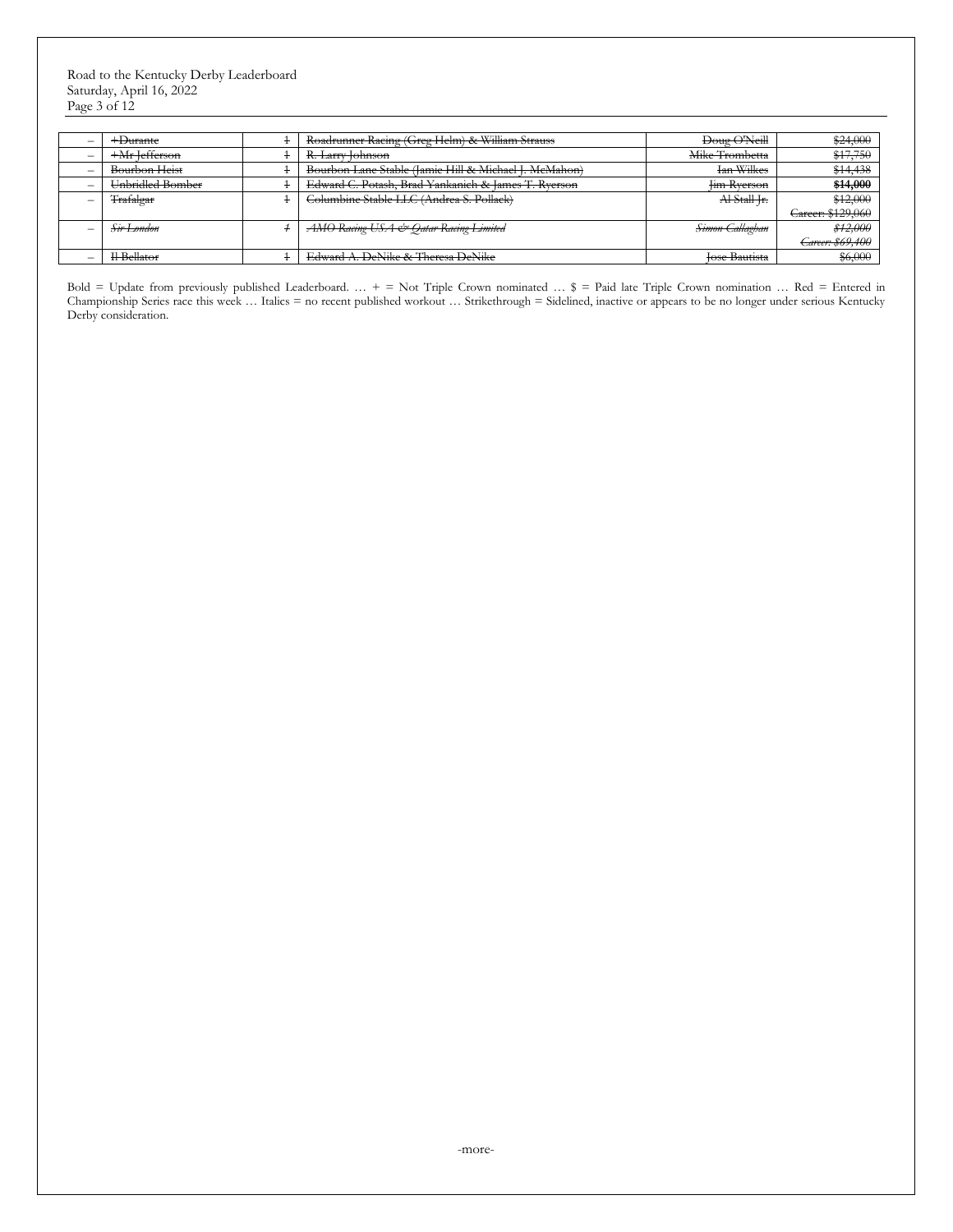| – | ~~+Durante~~ | ~~1~~ | ~~Roadrunner Racing (Greg Helm) & William Strauss~~ | ~~Doug O'Neill~~ | ~~$24,000~~ |
|---|---|---|---|---|---|
| – | ~~+Mr Jefferson~~ | ~~1~~ | ~~R. Larry Johnson~~ | ~~Mike Trombetta~~ | ~~$17,750~~ |
| – | ~~Bourbon Heist~~ | ~~1~~ | ~~Bourbon Lane Stable (Jamie Hill & Michael J. McMahon)~~ | ~~Ian Wilkes~~ | ~~$14,438~~ |
| – | ~~Unbridled Bomber~~ | ~~1~~ | ~~Edward C. Potash, Brad Yankanich & James T. Ryerson~~ | ~~Jim Ryerson~~ | **~~$14,000~~** |
| – | ~~Trafalgar~~ | ~~1~~ | ~~Columbine Stable LLC (Andrea S. Pollack)~~ | ~~Al Stall Jr.~~ | ~~$12,000~~ ~~Career: $129,060~~ |
| – | *~~Sir London~~* | *~~1~~* | *~~AMO Racing USA & Qatar Racing Limited~~* | *~~Simon Callaghan~~* | *~~$12,000~~* *~~Career: $69,400~~* |
| – | ~~Il Bellator~~ | ~~1~~ | ~~Edward A. DeNike & Theresa DeNike~~ | ~~Jose Bautista~~ | ~~$6,000~~ |

Bold = Update from previously published Leaderboard. … + = Not Triple Crown nominated … $ = Paid late Triple Crown nomination … Red = Entered in Championship Series race this week … Italics = no recent published workout … Strikethrough = Sidelined, inactive or appears to be no longer under serious Kentucky Derby consideration.

-more-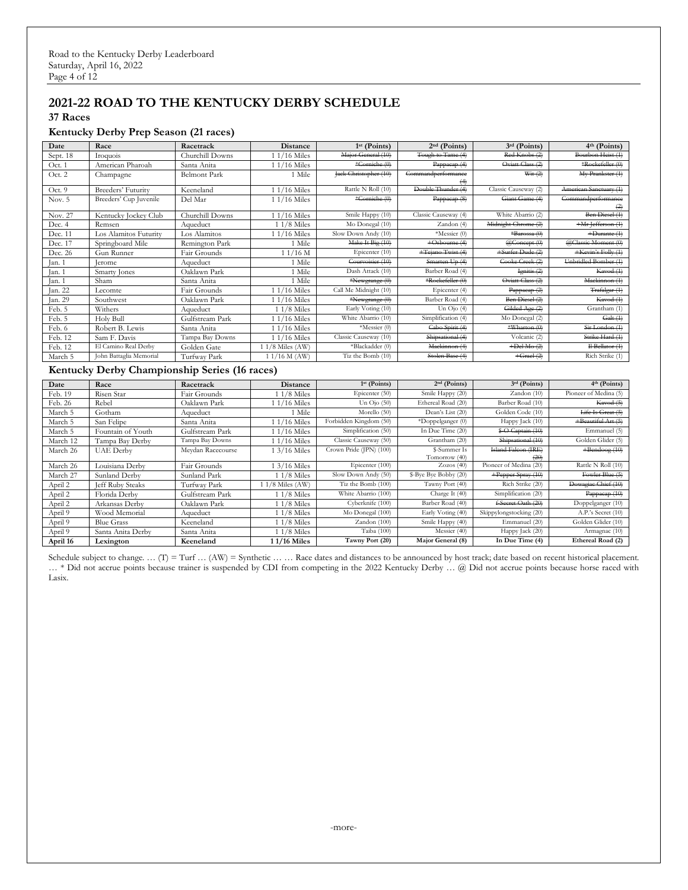## 2021-22 ROAD TO THE KENTUCKY DERBY SCHEDULE

### 37 Races

### Kentucky Derby Prep Season (21 races)

| Date | Race | Racetrack | Distance | 1st (Points) | 2nd (Points) | 3rd (Points) | 4th (Points) |
|---|---|---|---|---|---|---|---|
| Sept. 18 | Iroquois | Churchill Downs | 1 1/16 Miles | ~~Major General (10)~~ | ~~Tough to Tame (4)~~ | ~~Red Knobs (2)~~ | ~~Bourbon Heist (1)~~ |
| Oct. 1 | American Pharoah | Santa Anita | 1 1/16 Miles | ~~*Corniche (0)~~ | ~~Pappacap (4)~~ | ~~Oviatt Class (2)~~ | ~~*Rockefeller (0)~~ |
| Oct. 2 | Champagne | Belmont Park | 1 Mile | ~~Jack Christopher (10)~~ | ~~Commandperformance (4)~~ | ~~Wit (2)~~ | ~~My Prankster (1)~~ |
| Oct. 9 | Breeders' Futurity | Keeneland | 1 1/16 Miles | Rattle N Roll (10) | ~~Double Thunder (4)~~ | Classic Causeway (2) | ~~American Sanctuary (1)~~ |
| Nov. 5 | Breeders' Cup Juvenile | Del Mar | 1 1/16 Miles | ~~*Corniche (0)~~ | ~~Pappacap (8)~~ | ~~Giant Game (4)~~ | ~~Commandperformance (2)~~ |
| Nov. 27 | Kentucky Jockey Club | Churchill Downs | 1 1/16 Miles | Smile Happy (10) | Classic Causeway (4) | White Abarrio (2) | ~~Ben Diesel (1)~~ |
| Dec. 4 | Remsen | Aqueduct | 1 1/8 Miles | Mo Donegal (10) | Zandon (4) | ~~Midnight Chrome (2)~~ | ~~+Mr Jefferson (1)~~ |
| Dec. 11 | Los Alamitos Futurity | Los Alamitos | 1 1/16 Miles | Slow Down Andy (10) | *Messier (0) | ~~*Barossa (0)~~ | ~~+Durante (1)~~ |
| Dec. 17 | Springboard Mile | Remington Park | 1 Mile | ~~Make It Big (10)~~ | ~~+Oshourne (4)~~ | ~~@Concept (0)~~ | ~~@Classic Moment (0)~~ |
| Dec. 26 | Gun Runner | Fair Grounds | 1 1/16 M | Epicenter (10) | ~~+Tejano Twist (4)~~ | ~~+Surfer Dude (2)~~ | ~~+Kevin's Folly (1)~~ |
| Jan. 1 | Jerome | Aqueduct | 1 Mile | ~~Courvoisier (10)~~ | ~~Smarten Up (4)~~ | ~~Cooke Creek (2)~~ | ~~Unbridled Bomber (1)~~ |
| Jan. 1 | Smarty Jones | Oaklawn Park | 1 Mile | Dash Attack (10) | Barber Road (4) | ~~Ignitis (2)~~ | ~~Kavod (1)~~ |
| Jan. 1 | Sham | Santa Anita | 1 Mile | ~~*Newgrange (0)~~ | ~~*Rockefeller (0)~~ | ~~Oviatt Class (2)~~ | ~~Mackinnon (1)~~ |
| Jan. 22 | Lecomte | Fair Grounds | 1 1/16 Miles | Call Me Midnight (10) | Epicenter (4) | ~~Pappacap (2)~~ | ~~Trafalgar (1)~~ |
| Jan. 29 | Southwest | Oaklawn Park | 1 1/16 Miles | ~~*Newgrange (0)~~ | Barber Road (4) | ~~Ben Diesel (2)~~ | ~~Kavod (1)~~ |
| Feb. 5 | Withers | Aqueduct | 1 1/8 Miles | Early Voting (10) | Un Ojo (4) | ~~Gilded Age (2)~~ | Grantham (1) |
| Feb. 5 | Holy Bull | Gulfstream Park | 1 1/16 Miles | White Abarrio (10) | Simplification (4) | Mo Donegal (2) | ~~Galt (1)~~ |
| Feb. 6 | Robert B. Lewis | Santa Anita | 1 1/16 Miles | *Messier (0) | ~~Cabo Spirit (4)~~ | ~~*Wharton (0)~~ | ~~Sir London (1)~~ |
| Feb. 12 | Sam F. Davis | Tampa Bay Downs | 1 1/16 Miles | Classic Causeway (10) | ~~Shipsational (4)~~ | Volcanic (2) | ~~Strike Hard (1)~~ |
| Feb. 12 | El Camino Real Derby | Golden Gate | 1 1/8 Miles (AW) | *Blackadder (0) | ~~Mackinnon (4)~~ | ~~+Del Mo (2)~~ | ~~Il Bellator (1)~~ |
| March 5 | John Battaglia Memorial | Turfway Park | 1 1/16 M (AW) | Tiz the Bomb (10) | ~~Stolen Base (4)~~ | ~~+Grael (2)~~ | Rich Strike (1) |

### Kentucky Derby Championship Series (16 races)

| Date | Race | Racetrack | Distance | 1st (Points) | 2nd (Points) | 3rd (Points) | 4th (Points) |
|---|---|---|---|---|---|---|---|
| Feb. 19 | Risen Star | Fair Grounds | 1 1/8 Miles | Epicenter (50) | Smile Happy (20) | Zandon (10) | Pioneer of Medina (5) |
| Feb. 26 | Rebel | Oaklawn Park | 1 1/16 Miles | Un Ojo (50) | Ethereal Road (20) | Barber Road (10) | ~~Kavod (5)~~ |
| March 5 | Gotham | Aqueduct | 1 Mile | Morello (50) | Dean's List (20) | Golden Code (10) | ~~Life Is Great (5)~~ |
| March 5 | San Felipe | Santa Anita | 1 1/16 Miles | Forbidden Kingdom (50) | *Doppelganger (0) | Happy Jack (10) | ~~+Beautiful Art (5)~~ |
| March 5 | Fountain of Youth | Gulfstream Park | 1 1/16 Miles | Simplification (50) | In Due Time (20) | ~~$-O Captain (10)~~ | Emmanuel (5) |
| March 12 | Tampa Bay Derby | Tampa Bay Downs | 1 1/16 Miles | Classic Causeway (50) | Grantham (20) | ~~Shipsational (10)~~ | Golden Glider (5) |
| March 26 | UAE Derby | Meydan Racecourse | 1 3/16 Miles | Crown Pride (JPN) (100) | $-Summer Is Tomorrow (40) | ~~Island Falcon (IRE) (20)~~ | ~~+Bendoog (10)~~ |
| March 26 | Louisiana Derby | Fair Grounds | 1 3/16 Miles | Epicenter (100) | Zozos (40) | Pioneer of Medina (20) | Rattle N Roll (10) |
| March 27 | Sunland Derby | Sunland Park | 1 1/8 Miles | Slow Down Andy (50) | $-Bye Bye Bobby (20) | ~~+Pepper Spray (10)~~ | ~~Fowler Blue (5)~~ |
| April 2 | Jeff Ruby Steaks | Turfway Park | 1 1/8 Miles (AW) | Tiz the Bomb (100) | Tawny Port (40) | Rich Strike (20) | ~~Dowagiac Chief (10)~~ |
| April 2 | Florida Derby | Gulfstream Park | 1 1/8 Miles | White Abarrio (100) | Charge It (40) | Simplification (20) | ~~Pappacap (10)~~ |
| April 2 | Arkansas Derby | Oaklawn Park | 1 1/8 Miles | Cyberknife (100) | Barber Road (40) | ~~f-Secret Oath (20)~~ | Doppelganger (10) |
| April 9 | Wood Memorial | Aqueduct | 1 1/8 Miles | Mo Donegal (100) | Early Voting (40) | Skippylongstocking (20) | A.P.'s Secret (10) |
| April 9 | Blue Grass | Keeneland | 1 1/8 Miles | Zandon (100) | Smile Happy (40) | Emmanuel (20) | Golden Glider (10) |
| April 9 | Santa Anita Derby | Santa Anita | 1 1/8 Miles | Taiba (100) | Messier (40) | Happy Jack (20) | Armagnac (10) |
| **April 16** | **Lexington** | **Keeneland** | **1 1/16 Miles** | **Tawny Port (20)** | **Major General (8)** | **In Due Time (4)** | **Ethereal Road (2)** |

Schedule subject to change. … (T) = Turf … (AW) = Synthetic … … Race dates and distances to be announced by host track; date based on recent historical placement. … * Did not accrue points because trainer is suspended by CDI from competing in the 2022 Kentucky Derby … @ Did not accrue points because horse raced with Lasix.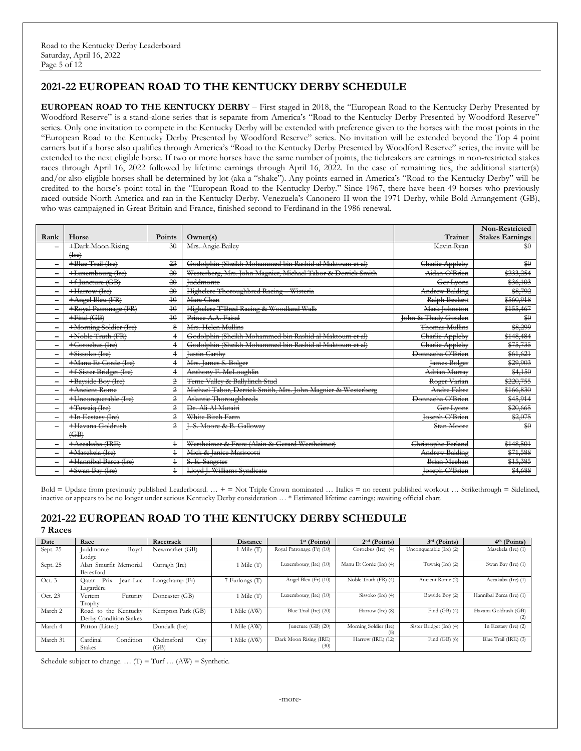## 2021-22 EUROPEAN ROAD TO THE KENTUCKY DERBY SCHEDULE

**EUROPEAN ROAD TO THE KENTUCKY DERBY** – First staged in 2018, the "European Road to the Kentucky Derby Presented by Woodford Reserve" is a stand-alone series that is separate from America's "Road to the Kentucky Derby Presented by Woodford Reserve" series. Only one invitation to compete in the Kentucky Derby will be extended with preference given to the horses with the most points in the "European Road to the Kentucky Derby Presented by Woodford Reserve" series. No invitation will be extended beyond the Top 4 point earners but if a horse also qualifies through America's "Road to the Kentucky Derby Presented by Woodford Reserve" series, the invite will be extended to the next eligible horse. If two or more horses have the same number of points, the tiebreakers are earnings in non-restricted stakes races through April 16, 2022 followed by lifetime earnings through April 16, 2022. In the case of remaining ties, the additional starter(s) and/or also-eligible horses shall be determined by lot (aka a "shake"). Any points earned in America's "Road to the Kentucky Derby" will be credited to the horse's point total in the "European Road to the Kentucky Derby." Since 1967, there have been 49 horses who previously raced outside North America and ran in the Kentucky Derby. Venezuela's Canonero II won the 1971 Derby, while Bold Arrangement (GB), who was campaigned in Great Britain and France, finished second to Ferdinand in the 1986 renewal.

| Rank | Horse | Points | Owner(s) | Trainer | Non-Restricted Stakes Earnings |
|---|---|---|---|---|---|
| – | ~~+Dark Moon Rising (Ire)~~ | ~~30~~ | ~~Mrs. Angie Bailey~~ | ~~Kevin Ryan~~ | ~~$0~~ |
| – | ~~+Blue Trail (Ire)~~ | ~~23~~ | ~~Godolphin (Sheikh Mohammed bin Rashid al Maktoum et al)~~ | ~~Charlie Appleby~~ | ~~$0~~ |
| – | ~~+Luxembourg (Ire)~~ | ~~20~~ | ~~Westerberg, Mrs. John Magnier, Michael Tabor & Derrick Smith~~ | ~~Aidan O'Brien~~ | ~~$233,254~~ |
| – | ~~+f-Juncture (GB)~~ | ~~20~~ | ~~Juddmonte~~ | ~~Ger Lyons~~ | ~~$36,103~~ |
| – | ~~+Harrow (Ire)~~ | ~~20~~ | ~~Highclere Thoroughbred Racing – Wisteria~~ | ~~Andrew Balding~~ | ~~$8,792~~ |
| – | ~~+Angel Bleu (FR)~~ | ~~10~~ | ~~Marc Chan~~ | ~~Ralph Beckett~~ | ~~$560,918~~ |
| – | ~~+Royal Patronage (FR)~~ | ~~10~~ | ~~Highclere T'Bred Racing & Woodland Walk~~ | ~~Mark Johnston~~ | ~~$155,467~~ |
| – | ~~+Find (GB)~~ | ~~10~~ | ~~Prince A.A. Faisal~~ | ~~John & Thady Gosden~~ | ~~$0~~ |
| – | ~~+Morning Soldier (Ire)~~ | ~~8~~ | ~~Mrs. Helen Mullins~~ | ~~Thomas Mullins~~ | ~~$8,299~~ |
| – | ~~+Noble Truth (FR)~~ | ~~4~~ | ~~Godolphin (Sheikh Mohammed bin Rashid al Maktoum et al)~~ | ~~Charlie Appleby~~ | ~~$148,484~~ |
| – | ~~+Coroebus (Ire)~~ | ~~4~~ | ~~Godolphin (Sheikh Mohammed bin Rashid al Maktoum et al)~~ | ~~Charlie Appleby~~ | ~~$75,735~~ |
| – | ~~+Sissoko (Ire)~~ | ~~4~~ | ~~Justin Carthy~~ | ~~Donnacha O'Brien~~ | ~~$61,621~~ |
| – | ~~+Manu Et Corde (Ire)~~ | ~~4~~ | ~~Mrs. James S. Bolger~~ | ~~James Bolger~~ | ~~$29,903~~ |
| – | ~~+f-Sister Bridget (Ire)~~ | ~~4~~ | ~~Anthony F. McLoughlin~~ | ~~Adrian Murray~~ | ~~$4,150~~ |
| – | ~~+Bayside Boy (Ire)~~ | ~~2~~ | ~~Teme Valley & Ballylinch Stud~~ | ~~Roger Varian~~ | ~~$220,755~~ |
| – | ~~+Ancient Rome~~ | ~~2~~ | ~~Michael Tabor, Derrick Smith, Mrs. John Magnier & Westerberg~~ | ~~Andre Fabre~~ | ~~$166,830~~ |
| – | ~~+Unconquerable (Ire)~~ | ~~2~~ | ~~Atlantic Thoroughbreds~~ | ~~Donnacha O'Brien~~ | ~~$45,914~~ |
| – | ~~+Tuwaiq (Ire)~~ | ~~2~~ | ~~Dr. Ali Al Mutairi~~ | ~~Ger Lyons~~ | ~~$20,665~~ |
| – | ~~+In Ecstasy (Ire)~~ | ~~2~~ | ~~White Birch Farm~~ | ~~Joseph O'Brien~~ | ~~$2,075~~ |
| – | ~~+Havana Goldrush (GB)~~ | ~~2~~ | ~~J. S. Moore & B. Galloway~~ | ~~Stan Moore~~ | ~~$0~~ |
| – | ~~+Accakaba (IRE)~~ | ~~1~~ | ~~Wertheimer & Frere (Alain & Gerard Wertheimer)~~ | ~~Christophe Ferland~~ | ~~$148,501~~ |
| – | ~~+Masekela (Ire)~~ | ~~1~~ | ~~Mick & Janice Mariscotti~~ | ~~Andrew Balding~~ | ~~$71,588~~ |
| – | ~~+Hannibal Barca (Ire)~~ | ~~1~~ | ~~S. E. Sangster~~ | ~~Brian Meehan~~ | ~~$15,385~~ |
| – | ~~+Swan Bay (Ire)~~ | ~~1~~ | ~~Lloyd J. Williams Syndicate~~ | ~~Joseph O'Brien~~ | ~~$4,688~~ |

Bold = Update from previously published Leaderboard. … + = Not Triple Crown nominated … Italics = no recent published workout … Strikethrough = Sidelined, inactive or appears to be no longer under serious Kentucky Derby consideration … * Estimated lifetime earnings; awaiting official chart.

## 2021-22 EUROPEAN ROAD TO THE KENTUCKY DERBY SCHEDULE

### 7 Races

| Date | Race | Racetrack | Distance | 1st (Points) | 2nd (Points) | 3rd (Points) | 4th (Points) |
|---|---|---|---|---|---|---|---|
| Sept. 25 | Juddmonte Royal Lodge | Newmarket (GB) | 1 Mile (T) | Royal Patronage (Fr) (10) | Coroebus (Ire) (4) | Unconquerable (Ire) (2) | Masekela (Ire) (1) |
| Sept. 25 | Alan Smurfit Memorial Beresford | Curragh (Ire) | 1 Mile (T) | Luxembourg (Ire) (10) | Manu Et Corde (Ire) (4) | Tuwaiq (Ire) (2) | Swan Bay (Ire) (1) |
| Oct. 3 | Qatar Prix Jean-Luc Lagardère | Longchamp (Fr) | 7 Furlongs (T) | Angel Bleu (Fr) (10) | Noble Truth (FR) (4) | Ancient Rome (2) | Accakaba (Ire) (1) |
| Oct. 23 | Vertem Futurity Trophy | Doncaster (GB) | 1 Mile (T) | Luxembourg (Ire) (10) | Sissoko (Ire) (4) | Bayside Boy (2) | Hannibal Barca (Ire) (1) |
| March 2 | Road to the Kentucky Derby Condition Stakes | Kempton Park (GB) | 1 Mile (AW) | Blue Trail (Ire) (20) | Harrow (Ire) (8) | Find (GB) (4) | Havana Goldrush (GB) (2) |
| March 4 | Patton (Listed) | Dundalk (Ire) | 1 Mile (AW) | Juncture (GB) (20) | Morning Soldier (Ire) (8) | Sister Bridget (Ire) (4) | In Ecstasy (Ire) (2) |
| March 31 | Cardinal Condition Stakes | Chelmsford City (GB) | 1 Mile (AW) | Dark Moon Rising (IRE) (30) | Harrow (IRE) (12) | Find (GB) (6) | Blue Trail (IRE) (3) |

Schedule subject to change. … (T) = Turf … (AW) = Synthetic.

-more-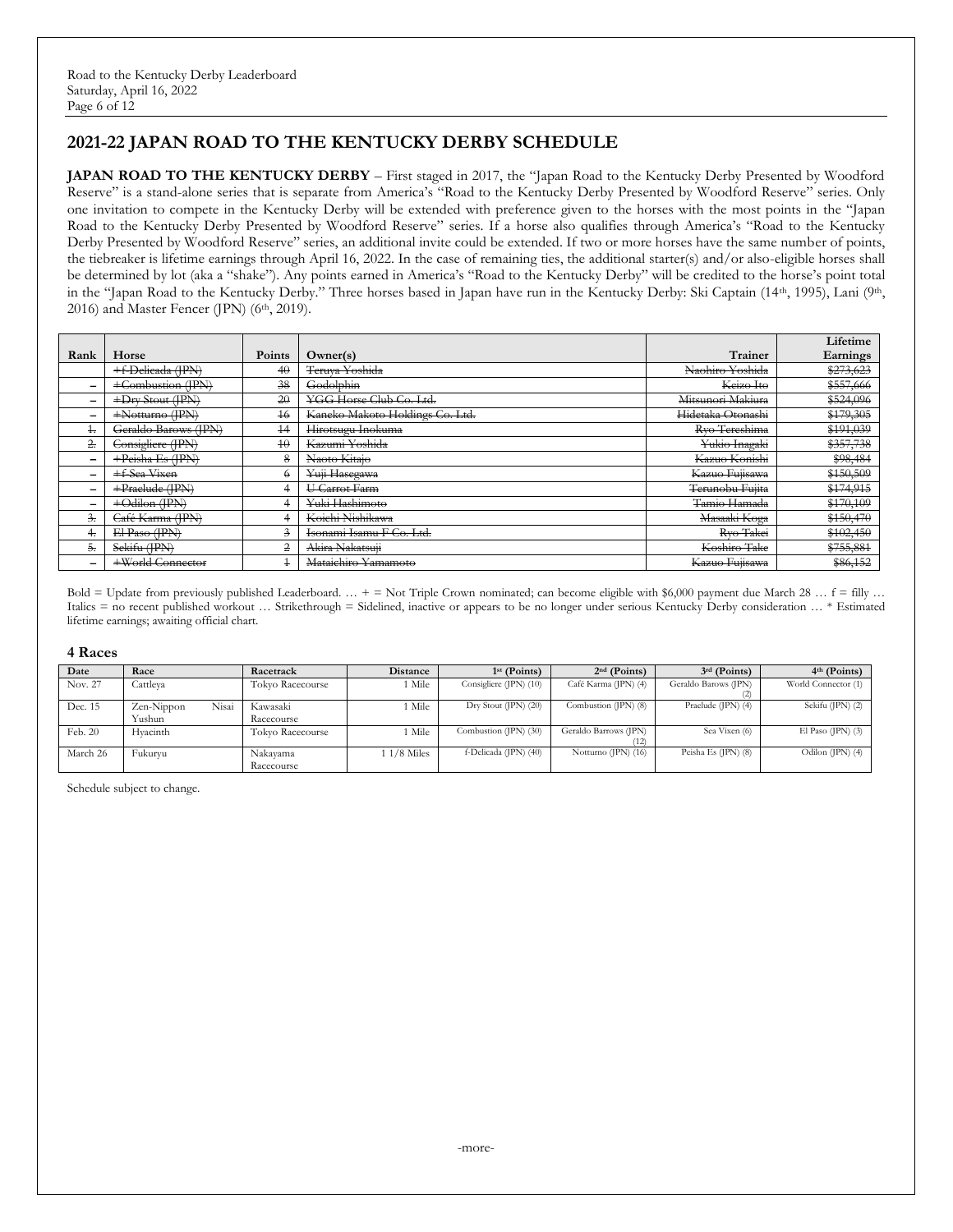## 2021-22 JAPAN ROAD TO THE KENTUCKY DERBY SCHEDULE

**JAPAN ROAD TO THE KENTUCKY DERBY** – First staged in 2017, the "Japan Road to the Kentucky Derby Presented by Woodford Reserve" is a stand-alone series that is separate from America's "Road to the Kentucky Derby Presented by Woodford Reserve" series. Only one invitation to compete in the Kentucky Derby will be extended with preference given to the horses with the most points in the "Japan Road to the Kentucky Derby Presented by Woodford Reserve" series. If a horse also qualifies through America's "Road to the Kentucky Derby Presented by Woodford Reserve" series, an additional invite could be extended. If two or more horses have the same number of points, the tiebreaker is lifetime earnings through April 16, 2022. In the case of remaining ties, the additional starter(s) and/or also-eligible horses shall be determined by lot (aka a "shake"). Any points earned in America's "Road to the Kentucky Derby" will be credited to the horse's point total in the "Japan Road to the Kentucky Derby." Three horses based in Japan have run in the Kentucky Derby: Ski Captain (14th, 1995), Lani (9th, 2016) and Master Fencer (JPN) (6th, 2019).

| Rank | Horse | Points | Owner(s) | Trainer | Lifetime Earnings |
|---|---|---|---|---|---|
| | ~~+f-Delicada (JPN)~~ | ~~40~~ | ~~Teruya Yoshida~~ | ~~Naohiro Yoshida~~ | ~~$273,623~~ |
| – | ~~+Combustion (JPN)~~ | ~~38~~ | ~~Godolphin~~ | ~~Keizo Ito~~ | ~~$557,666~~ |
| – | ~~+Dry Stout (JPN)~~ | ~~20~~ | ~~YGG Horse Club Co. Ltd.~~ | ~~Mitsunori Makiura~~ | ~~$524,096~~ |
| – | ~~+Notturno (JPN)~~ | ~~16~~ | ~~Kaneko Makoto Holdings Co. Ltd.~~ | ~~Hidetaka Otonashi~~ | ~~$179,305~~ |
| ~~1.~~ | ~~Geraldo Barows (JPN)~~ | ~~14~~ | ~~Hirotsugu Inokuma~~ | ~~Ryo Tereshima~~ | ~~$191,039~~ |
| ~~2.~~ | ~~Consigliere (JPN)~~ | ~~10~~ | ~~Kazumi Yoshida~~ | ~~Yukio Inagaki~~ | ~~$357,738~~ |
| – | ~~+Peisha Es (JPN)~~ | ~~8~~ | ~~Naoto Kitajo~~ | ~~Kazuo Konishi~~ | ~~$98,484~~ |
| – | ~~+f-Sea Vixen~~ | ~~6~~ | ~~Yuji Hasegawa~~ | ~~Kazuo Fujisawa~~ | ~~$150,509~~ |
| – | ~~+Praelude (JPN)~~ | ~~4~~ | ~~U Carrot Farm~~ | ~~Terunobu Fujita~~ | ~~$174,915~~ |
| – | ~~+Odilon (JPN)~~ | ~~4~~ | ~~Yuki Hashimoto~~ | ~~Tamio Hamada~~ | ~~$170,109~~ |
| ~~3.~~ | ~~Café Karma (JPN)~~ | ~~4~~ | ~~Koichi Nishikawa~~ | ~~Masaaki Koga~~ | ~~$150,470~~ |
| ~~4.~~ | ~~El Paso (JPN)~~ | ~~3~~ | ~~Isonami Isamu F Co. Ltd.~~ | ~~Ryo Takei~~ | ~~$102,450~~ |
| ~~5.~~ | ~~Sekifu (JPN)~~ | ~~2~~ | ~~Akira Nakatsuji~~ | ~~Koshiro Take~~ | ~~$755,881~~ |
| – | ~~+World Connector~~ | ~~1~~ | ~~Mataichiro Yamamoto~~ | ~~Kazuo Fujisawa~~ | ~~$86,152~~ |

Bold = Update from previously published Leaderboard. … + = Not Triple Crown nominated; can become eligible with $6,000 payment due March 28 … f = filly … Italics = no recent published workout … Strikethrough = Sidelined, inactive or appears to be no longer under serious Kentucky Derby consideration … * Estimated lifetime earnings; awaiting official chart.

### 4 Races

| Date | Race | Racetrack | Distance | 1st (Points) | 2nd (Points) | 3rd (Points) | 4th (Points) |
|---|---|---|---|---|---|---|---|
| Nov. 27 | Cattleya | Tokyo Racecourse | 1 Mile | Consigliere (JPN) (10) | Café Karma (JPN) (4) | Geraldo Barows (JPN) (2) | World Connector (1) |
| Dec. 15 | Zen-Nippon Nisai Yushun | Kawasaki Racecourse | 1 Mile | Dry Stout (JPN) (20) | Combustion (JPN) (8) | Praelude (JPN) (4) | Sekifu (JPN) (2) |
| Feb. 20 | Hyacinth | Tokyo Racecourse | 1 Mile | Combustion (JPN) (30) | Geraldo Barrows (JPN) (12) | Sea Vixen (6) | El Paso (JPN) (3) |
| March 26 | Fukuryu | Nakayama Racecourse | 1 1/8 Miles | f-Delicada (JPN) (40) | Notturno (JPN) (16) | Peisha Es (JPN) (8) | Odilon (JPN) (4) |

Schedule subject to change.

-more-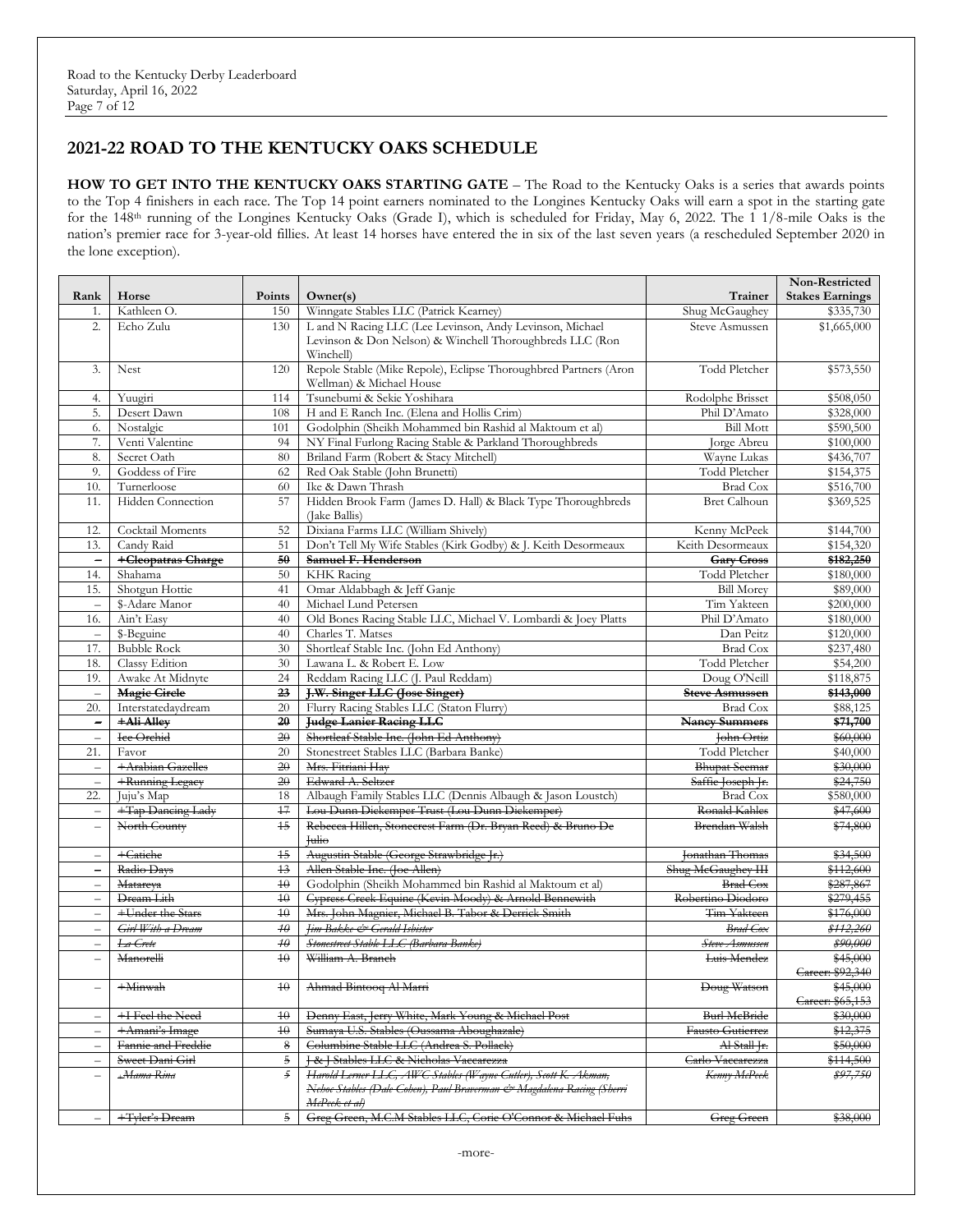## 2021-22 ROAD TO THE KENTUCKY OAKS SCHEDULE

**HOW TO GET INTO THE KENTUCKY OAKS STARTING GATE** – The Road to the Kentucky Oaks is a series that awards points to the Top 4 finishers in each race. The Top 14 point earners nominated to the Longines Kentucky Oaks will earn a spot in the starting gate for the 148th running of the Longines Kentucky Oaks (Grade I), which is scheduled for Friday, May 6, 2022. The 1 1/8-mile Oaks is the nation's premier race for 3-year-old fillies. At least 14 horses have entered the in six of the last seven years (a rescheduled September 2020 in the lone exception).

| Rank | Horse | Points | Owner(s) | Trainer | Non-Restricted Stakes Earnings |
|---|---|---|---|---|---|
| 1. | Kathleen O. | 150 | Winngate Stables LLC (Patrick Kearney) | Shug McGaughey | $335,730 |
| 2. | Echo Zulu | 130 | L and N Racing LLC (Lee Levinson, Andy Levinson, Michael Levinson & Don Nelson) & Winchell Thoroughbreds LLC (Ron Winchell) | Steve Asmussen | $1,665,000 |
| 3. | Nest | 120 | Repole Stable (Mike Repole), Eclipse Thoroughbred Partners (Aron Wellman) & Michael House | Todd Pletcher | $573,550 |
| 4. | Yuugiri | 114 | Tsunebumi & Sekie Yoshihara | Rodolphe Brisset | $508,050 |
| 5. | Desert Dawn | 108 | H and E Ranch Inc. (Elena and Hollis Crim) | Phil D'Amato | $328,000 |
| 6. | Nostalgic | 101 | Godolphin (Sheikh Mohammed bin Rashid al Maktoum et al) | Bill Mott | $590,500 |
| 7. | Venti Valentine | 94 | NY Final Furlong Racing Stable & Parkland Thoroughbreds | Jorge Abreu | $100,000 |
| 8. | Secret Oath | 80 | Briland Farm (Robert & Stacy Mitchell) | Wayne Lukas | $436,707 |
| 9. | Goddess of Fire | 62 | Red Oak Stable (John Brunetti) | Todd Pletcher | $154,375 |
| 10. | Turnerloose | 60 | Ike & Dawn Thrash | Brad Cox | $516,700 |
| 11. | Hidden Connection | 57 | Hidden Brook Farm (James D. Hall) & Black Type Thoroughbreds (Jake Ballis) | Bret Calhoun | $369,525 |
| 12. | Cocktail Moments | 52 | Dixiana Farms LLC (William Shively) | Kenny McPeek | $144,700 |
| 13. | Candy Raid | 51 | Don't Tell My Wife Stables (Kirk Godby) & J. Keith Desormeaux | Keith Desormeaux | $154,320 |
| – | ~~+Cleopatras Charge~~ | ~~50~~ | ~~Samuel F. Henderson~~ | ~~Gary Cross~~ | ~~$182,250~~ |
| 14. | Shahama | 50 | KHK Racing | Todd Pletcher | $180,000 |
| 15. | Shotgun Hottie | 41 | Omar Aldabbagh & Jeff Ganje | Bill Morey | $89,000 |
| – | $-Adare Manor | 40 | Michael Lund Petersen | Tim Yakteen | $200,000 |
| 16. | Ain't Easy | 40 | Old Bones Racing Stable LLC, Michael V. Lombardi & Joey Platts | Phil D'Amato | $180,000 |
| – | $-Beguine | 40 | Charles T. Matses | Dan Peitz | $120,000 |
| 17. | Bubble Rock | 30 | Shortleaf Stable Inc. (John Ed Anthony) | Brad Cox | $237,480 |
| 18. | Classy Edition | 30 | Lawana L. & Robert E. Low | Todd Pletcher | $54,200 |
| 19. | Awake At Midnyte | 24 | Reddam Racing LLC (J. Paul Reddam) | Doug O'Neill | $118,875 |
| – | ~~Magic Circle~~ | ~~23~~ | ~~J.W. Singer LLC (Jose Singer)~~ | ~~Steve Asmussen~~ | ~~$143,000~~ |
| 20. | Interstatedaydream | 20 | Flurry Racing Stables LLC (Staton Flurry) | Brad Cox | $88,125 |
| – | ~~+Ali Alley~~ | ~~20~~ | ~~Judge Lanier Racing LLC~~ | ~~Nancy Summers~~ | ~~$71,700~~ |
| – | ~~Ice Orchid~~ | ~~20~~ | ~~Shortleaf Stable Inc. (John Ed Anthony)~~ | ~~John Ortiz~~ | ~~$60,000~~ |
| 21. | Favor | 20 | Stonestreet Stables LLC (Barbara Banke) | Todd Pletcher | $40,000 |
| – | ~~+Arabian Gazelles~~ | ~~20~~ | ~~Mrs. Fitriani Hay~~ | ~~Bhupat Seemar~~ | ~~$30,000~~ |
| – | ~~+Running Legacy~~ | ~~20~~ | ~~Edward A. Seltzer~~ | ~~Saffie Joseph Jr.~~ | ~~$24,750~~ |
| 22. | Juju's Map | 18 | Albaugh Family Stables LLC (Dennis Albaugh & Jason Loustch) | Brad Cox | $580,000 |
| – | ~~+Tap Dancing Lady~~ | ~~17~~ | ~~Lou Dunn Diekemper Trust (Lou Dunn Diekemper)~~ | ~~Ronald Kahles~~ | ~~$47,600~~ |
| – | ~~North County~~ | ~~15~~ | ~~Rebecca Hillen, Stonecrest Farm (Dr. Bryan Reed) & Bruno De Julio~~ | ~~Brendan Walsh~~ | ~~$74,800~~ |
| – | ~~+Catiche~~ | ~~15~~ | ~~Augustin Stable (George Strawbridge Jr.)~~ | ~~Jonathan Thomas~~ | ~~$34,500~~ |
| – | ~~Radio Days~~ | ~~13~~ | ~~Allen Stable Inc. (Joe Allen)~~ | ~~Shug McGaughey III~~ | ~~$112,600~~ |
| – | ~~Matareya~~ | ~~10~~ | ~~Godolphin (Sheikh Mohammed bin Rashid al Maktoum et al)~~ | ~~Brad Cox~~ | ~~$287,867~~ |
| – | ~~Dream Lith~~ | ~~10~~ | ~~Cypress Creek Equine (Kevin Moody) & Arnold Bennewith~~ | ~~Robertino Diodoro~~ | ~~$279,455~~ |
| – | ~~+Under the Stars~~ | ~~10~~ | ~~Mrs. John Magnier, Michael B. Tabor & Derrick Smith~~ | ~~Tim Yakteen~~ | ~~$176,000~~ |
| – | ~~*Girl With a Dream*~~ | ~~*10*~~ | ~~*Jim Bakke & Gerald Isbister*~~ | ~~*Brad Cox*~~ | ~~*$112,260*~~ |
| – | ~~*La Crete*~~ | ~~*10*~~ | ~~*Stonestreet Stable LLC (Barbara Banke)*~~ | ~~*Steve Asmussen*~~ | ~~*$90,000*~~ |
| – | ~~Manorelli~~ | ~~10~~ | ~~William A. Branch~~ | ~~Luis Mendez~~ | ~~$45,000 Career: $92,340~~ |
| – | ~~+Minwah~~ | ~~10~~ | ~~Ahmad Bintooq Al Marri~~ | ~~Doug Watson~~ | ~~$45,000 Career: $65,153~~ |
| – | ~~+I Feel the Need~~ | ~~10~~ | ~~Denny East, Jerry White, Mark Young & Michael Post~~ | ~~Burl McBride~~ | ~~$30,000~~ |
| – | ~~+Amani's Image~~ | ~~10~~ | ~~Sumaya U.S. Stables (Oussama Aboughazale)~~ | ~~Fausto Gutierrez~~ | ~~$12,375~~ |
| – | ~~Fannie and Freddie~~ | ~~8~~ | ~~Columbine Stable LLC (Andrea S. Pollack)~~ | ~~Al Stall Jr.~~ | ~~$50,000~~ |
| – | ~~Sweet Dani Girl~~ | ~~5~~ | ~~J & J Stables LLC & Nicholas Vaccarezza~~ | ~~Carlo Vaccarezza~~ | ~~$114,500~~ |
| – | ~~*Mama Rina*~~ | ~~*5*~~ | ~~*Harold Lerner LLC, AWC Stables (Wayne Cutler), Scott K. Akman, Nehoc Stables (Dale Cohen), Paul Braverman & Magdalena Racing (Sherri McPeek et al)*~~ | ~~*Kenny McPeek*~~ | ~~*$97,750*~~ |
| – | ~~+Tyler's Dream~~ | ~~5~~ | ~~Greg Green, M.C.M Stables LLC, Corie O'Connor & Michael Fuhs~~ | ~~Greg Green~~ | ~~$38,000~~ |

-more-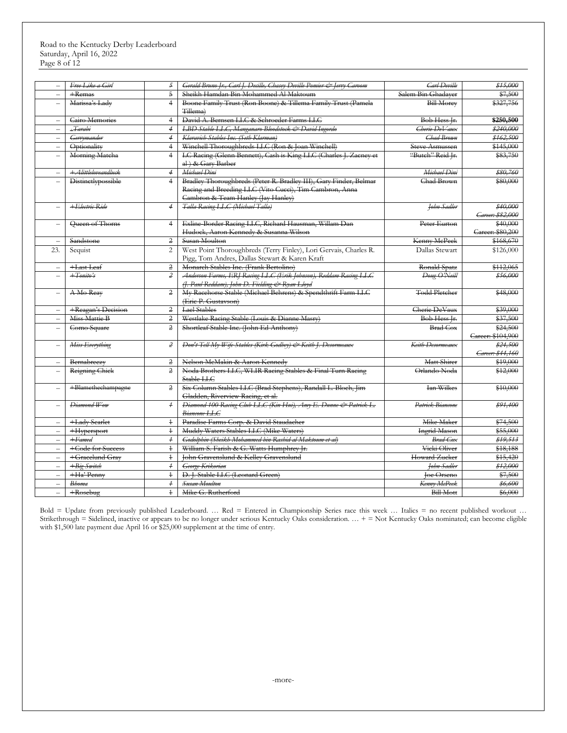| | | | | | |
|---|---|---|---|---|---|
| – | ~~*Free Like a Girl*~~ | ~~*5*~~ | ~~*Gerald Bruno Jr., Carl J. Deville, Chasey Deville Pomier & Jerry Caroom*~~ | ~~*Carl Deville*~~ | ~~*$15,000*~~ |
| – | ~~+Remas~~ | ~~5~~ | ~~Sheikh Hamdan Bin Mohammed Al Maktoum~~ | ~~Salem Bin Ghadayer~~ | ~~$7,500~~ |
| – | ~~Marissa's Lady~~ | ~~4~~ | ~~Boone Family Trust (Ron Boone) & Tillema Family Trust (Pamela Tillema)~~ | ~~Bill Morey~~ | ~~$327,756~~ |
| – | ~~Cairo Memories~~ | ~~4~~ | ~~David A. Bernsen LLC & Schroeder Farms LLC~~ | ~~Bob Hess Jr.~~ | ~~**$250,500**~~ |
| – | ~~*Tarabi*~~ | ~~*4*~~ | ~~*LBD Stable LLC, Manganaro Bloodstock & David Ingordo*~~ | ~~*Cherie DeVaux*~~ | ~~*$240,000*~~ |
| – | ~~*Gerrymander*~~ | ~~*4*~~ | ~~*Klaravich Stables Inc. (Seth Klarman)*~~ | ~~*Chad Brown*~~ | ~~*$162,500*~~ |
| – | ~~Optionality~~ | ~~4~~ | ~~Winchell Thoroughbreds LLC (Ron & Joan Winchell)~~ | ~~Steve Asmussen~~ | ~~$145,000~~ |
| – | ~~Morning Matcha~~ | ~~4~~ | ~~LC Racing (Glenn Bennett), Cash is King LLC (Charles J. Zacney et al.) & Gary Barber~~ | ~~"Butch" Reid Jr.~~ | ~~$83,750~~ |
| – | ~~*+Alittleloveandluck*~~ | ~~*4*~~ | ~~*Michael Dini*~~ | ~~*Michael Dini*~~ | ~~*$80,760*~~ |
| – | ~~Distinctlypossible~~ | ~~4~~ | ~~Bradley Thoroughbreds (Peter R. Bradley III), Gary Finder, Belmar Racing and Breeding LLC (Vito Cucci), Tim Cambron, Anna Cambron & Team Hanley (Jay Hanley)~~ | ~~Chad Brown~~ | ~~$80,000~~ |
| – | ~~*+Electric Ride*~~ | ~~*4*~~ | ~~*Talla Racing LLC (Michael Talla)*~~ | ~~*John Sadler*~~ | ~~*$40,000 Career: $82,000*~~ |
| – | ~~Queen of Thorns~~ | ~~4~~ | ~~Exline-Border Racing LLC, Richard Hausman, Willam Dan Hudock, Aaron Kennedy & Susanna Wilson~~ | ~~Peter Eurton~~ | ~~$40,000 Career: $80,200~~ |
| – | ~~Sandstone~~ | ~~2~~ | ~~Susan Moulton~~ | ~~Kenny McPeek~~ | ~~$168,670~~ |
| 23. | Sequist | 2 | West Point Thoroughbreds (Terry Finley), Lori Gervais, Charles R. Pigg, Tom Andres, Dallas Stewart & Karen Kraft | Dallas Stewart | $126,000 |
| – | ~~+Last Leaf~~ | ~~2~~ | ~~Monarch Stables Inc. (Frank Bertolino)~~ | ~~Ronald Spatz~~ | ~~$112,065~~ |
| – | ~~*+Tonito's*~~ | ~~*2*~~ | ~~*Anderson Farms, ERJ Racing LLC (Erik Johnson), Reddam Racing LLC (J. Paul Reddam), John D. Fielding & Ryan Lloyd*~~ | ~~*Doug O'Neill*~~ | ~~*$56,000*~~ |
| – | ~~A Mo Reay~~ | ~~2~~ | ~~My Racehorse Stable (Michael Behrens) & Spendthrift Farm LLC (Eric P. Gustavson)~~ | ~~Todd Pletcher~~ | ~~$48,000~~ |
| – | ~~+Reagan's Decision~~ | ~~2~~ | ~~Lael Stables~~ | ~~Cherie DeVaux~~ | ~~$39,000~~ |
| – | ~~Miss Mattie B~~ | ~~2~~ | ~~Westlake Racing Stable (Louis & Dianne Masry)~~ | ~~Bob Hess Jr.~~ | ~~$37,500~~ |
| – | ~~Como Square~~ | ~~2~~ | ~~Shortleaf Stable Inc. (John Ed Anthony)~~ | ~~Brad Cox~~ | ~~$24,500 Career: $104,900~~ |
| – | ~~*Miss Everything*~~ | ~~*2*~~ | ~~*Don't Tell My Wife Stables (Kirk Godbey) & Keith J. Desormeaux*~~ | ~~*Keith Desormeaux*~~ | ~~*$24,500 Career: $44,160*~~ |
| – | ~~Bernabreezy~~ | ~~2~~ | ~~Nelson McMakin & Aaron Kennedy~~ | ~~Matt Shirer~~ | ~~$19,000~~ |
| – | ~~Reigning Chick~~ | ~~2~~ | ~~Noda Brothers LLC, WLIR Racing Stables & Final Turn Racing Stable LLC~~ | ~~Orlando Noda~~ | ~~$12,000~~ |
| – | ~~+Blamethechampagne~~ | ~~2~~ | ~~Six Column Stables LLC (Brad Stephens), Randall L. Bloch, Jim Gladden, Riverview Racing, et al.~~ | ~~Ian Wilkes~~ | ~~$10,000~~ |
| – | ~~*Diamond Wow*~~ | ~~*1*~~ | ~~*Diamond 100 Racing Club LLC (Kin Hui), Amy E. Dunne & Patrick L. Biancone LLC*~~ | ~~*Patrick Biancone*~~ | ~~*$91,400*~~ |
| – | ~~+Lady Scarlet~~ | ~~1~~ | ~~Paradise Farms Corp. & David Staudacher~~ | ~~Mike Maker~~ | ~~$74,500~~ |
| – | ~~+Hypersport~~ | ~~1~~ | ~~Muddy Waters Stables LLC (Mike Waters)~~ | ~~Ingrid Mason~~ | ~~$55,000~~ |
| – | ~~*+Famed*~~ | ~~*1*~~ | ~~*Godolphin (Sheikh Mohammed bin Rashid al Maktoum et al)*~~ | ~~*Brad Cox*~~ | ~~*$19,513*~~ |
| – | ~~+Code for Success~~ | ~~1~~ | ~~William S. Farish & G. Watts Humphrey Jr.~~ | ~~Vicki Oliver~~ | ~~$18,188~~ |
| – | ~~+Gracelund Gray~~ | ~~1~~ | ~~John Gravenslund & Kelley Gravenslund~~ | ~~Howard Zucker~~ | ~~$15,420~~ |
| – | ~~*+Big Switch*~~ | ~~*1*~~ | ~~*George Krikorian*~~ | ~~*John Sadler*~~ | ~~*$12,000*~~ |
| – | ~~+Ha' Penny~~ | ~~1~~ | ~~D. J. Stable LLC (Leonard Green)~~ | ~~Joe Orseno~~ | ~~$7,500~~ |
| – | ~~*Bboma*~~ | ~~*1*~~ | ~~*Susan Moulton*~~ | ~~*Kenny McPeek*~~ | ~~*$6,600*~~ |
| – | ~~+Rosebug~~ | ~~1~~ | ~~Mike G. Rutherford~~ | ~~Bill Mott~~ | ~~$6,000~~ |

Bold = Update from previously published Leaderboard. … Red = Entered in Championship Series race this week … Italics = no recent published workout … Strikethrough = Sidelined, inactive or appears to be no longer under serious Kentucky Oaks consideration. … + = Not Kentucky Oaks nominated; can become eligible with $1,500 late payment due April 16 or $25,000 supplement at the time of entry.

-more-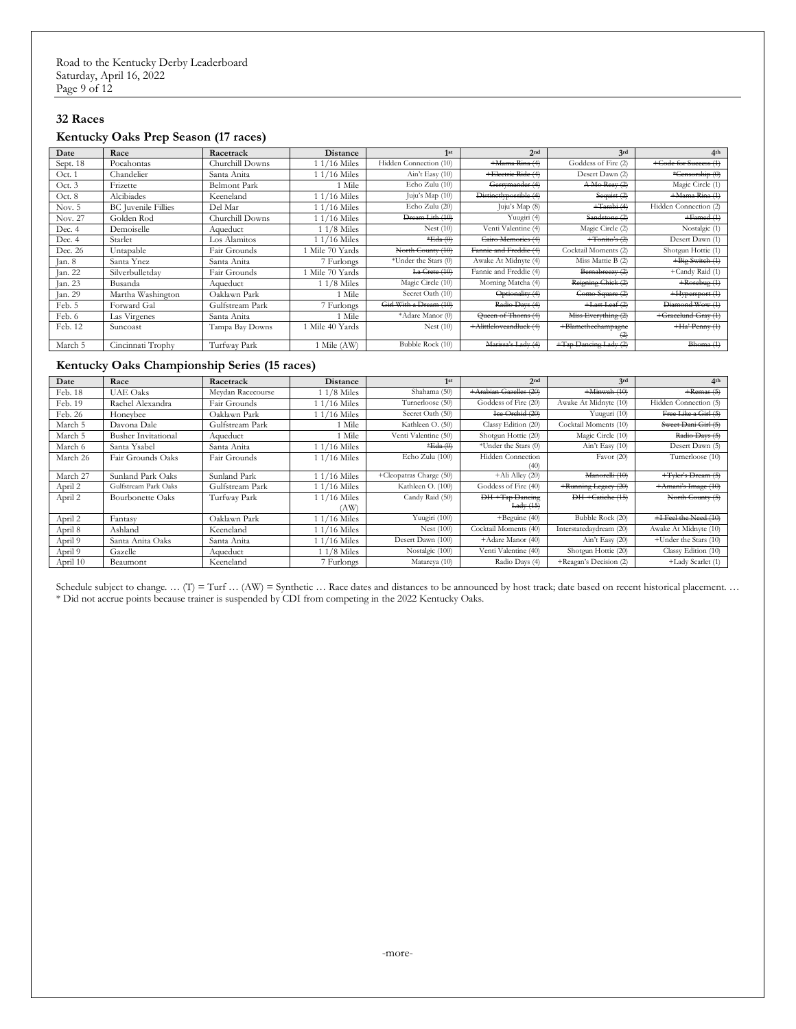## 32 Races

### Kentucky Oaks Prep Season (17 races)

| Date | Race | Racetrack | Distance | 1st | 2nd | 3rd | 4th |
|---|---|---|---|---|---|---|---|
| Sept. 18 | Pocahontas | Churchill Downs | 1 1/16 Miles | Hidden Connection (10) | ~~+Mama Rina (4)~~ | Goddess of Fire (2) | ~~+Code for Success (1)~~ |
| Oct. 1 | Chandelier | Santa Anita | 1 1/16 Miles | Ain't Easy (10) | ~~+Electric Ride (4)~~ | Desert Dawn (2) | ~~*Censorship (0)~~ |
| Oct. 3 | Frizette | Belmont Park | 1 Mile | Echo Zulu (10) | ~~Gerrymander (4)~~ | ~~A Mo Reay (2)~~ | Magic Circle (1) |
| Oct. 8 | Alcibiades | Keeneland | 1 1/16 Miles | Juju's Map (10) | ~~Distinctlypossible (4)~~ | ~~Sequist (2)~~ | ~~+Mama Rina (1)~~ |
| Nov. 5 | BC Juvenile Fillies | Del Mar | 1 1/16 Miles | Echo Zulu (20) | Juju's Map (8) | ~~+Tarabi (4)~~ | Hidden Connection (2) |
| Nov. 27 | Golden Rod | Churchill Downs | 1 1/16 Miles | ~~Dream Lith (10)~~ | Yuugiri (4) | ~~Sandstone (2)~~ | ~~+Famed (1)~~ |
| Dec. 4 | Demoiselle | Aqueduct | 1 1/8 Miles | Nest (10) | Venti Valentine (4) | Magic Circle (2) | Nostalgic (1) |
| Dec. 4 | Starlet | Los Alamitos | 1 1/16 Miles | ~~*Eda (0)~~ | ~~Cairo Memories (4)~~ | ~~+Tonito's (2)~~ | Desert Dawn (1) |
| Dec. 26 | Untapable | Fair Grounds | 1 Mile 70 Yards | ~~North County (10)~~ | ~~Fannie and Freddie (4)~~ | Cocktail Moments (2) | Shotgun Hottie (1) |
| Jan. 8 | Santa Ynez | Santa Anita | 7 Furlongs | *Under the Stars (0) | Awake At Midnyte (4) | Miss Mattie B (2) | ~~+Big Switch (1)~~ |
| Jan. 22 | Silverbulletday | Fair Grounds | 1 Mile 70 Yards | ~~La Crete (10)~~ | Fannie and Freddie (4) | ~~Bernabreezy (2)~~ | +Candy Raid (1) |
| Jan. 23 | Busanda | Aqueduct | 1 1/8 Miles | Magic Circle (10) | Morning Matcha (4) | ~~Reigning Chick (2)~~ | ~~+Rosebug (1)~~ |
| Jan. 29 | Martha Washington | Oaklawn Park | 1 Mile | Secret Oath (10) | ~~Optionality (4)~~ | ~~Como Square (2)~~ | ~~+Hypersport (1)~~ |
| Feb. 5 | Forward Gal | Gulfstream Park | 7 Furlongs | ~~Girl With a Dream (10)~~ | ~~Radio Days (4)~~ | ~~+Last Leaf (2)~~ | ~~Diamond Wow (1)~~ |
| Feb. 6 | Las Virgenes | Santa Anita | 1 Mile | *Adare Manor (0) | ~~Queen of Thorns (4)~~ | ~~Miss Everything (2)~~ | ~~+Graceland Gray (1)~~ |
| Feb. 12 | Suncoast | Tampa Bay Downs | 1 Mile 40 Yards | Nest (10) | ~~+Alittleloveandluck (4)~~ | ~~+Blamethechampagne (2)~~ | ~~+Ha' Penny (1)~~ |
| March 5 | Cincinnati Trophy | Turfway Park | 1 Mile (AW) | Bubble Rock (10) | ~~Marissa's Lady (4)~~ | ~~+Tap Dancing Lady (2)~~ | ~~Bhoma (1)~~ |

### Kentucky Oaks Championship Series (15 races)

| Date | Race | Racetrack | Distance | 1st | 2nd | 3rd | 4th |
|---|---|---|---|---|---|---|---|
| Feb. 18 | UAE Oaks | Meydan Racecourse | 1 1/8 Miles | Shahama (50) | ~~+Arabian Gazelles (20)~~ | ~~+Minwah (10)~~ | ~~+Remas (5)~~ |
| Feb. 19 | Rachel Alexandra | Fair Grounds | 1 1/16 Miles | Turnerloose (50) | Goddess of Fire (20) | Awake At Midnyte (10) | Hidden Connection (5) |
| Feb. 26 | Honeybee | Oaklawn Park | 1 1/16 Miles | Secret Oath (50) | ~~Ice Orchid (20)~~ | Yuuguri (10) | ~~Free Like a Girl (5)~~ |
| March 5 | Davona Dale | Gulfstream Park | 1 Mile | Kathleen O. (50) | Classy Edition (20) | Cocktail Moments (10) | ~~Sweet Dani Girl (5)~~ |
| March 5 | Busher Invitational | Aqueduct | 1 Mile | Venti Valentine (50) | Shotgun Hottie (20) | Magic Circle (10) | ~~Radio Days (5)~~ |
| March 6 | Santa Ysabel | Santa Anita | 1 1/16 Miles | ~~*Eda (0)~~ | *Under the Stars (0) | Ain't Easy (10) | Desert Dawn (5) |
| March 26 | Fair Grounds Oaks | Fair Grounds | 1 1/16 Miles | Echo Zulu (100) | Hidden Connection (40) | Favor (20) | Turnerloose (10) |
| March 27 | Sunland Park Oaks | Sunland Park | 1 1/16 Miles | +Cleopatras Charge (50) | +Ali Alley (20) | ~~Manorelli (10)~~ | ~~+Tyler's Dream (5)~~ |
| April 2 | Gulfstream Park Oaks | Gulfstream Park | 1 1/16 Miles | Kathleen O. (100) | Goddess of Fire (40) | ~~+Running Legacy (20)~~ | ~~+Amani's Image (10)~~ |
| April 2 | Bourbonette Oaks | Turfway Park | 1 1/16 Miles (AW) | Candy Raid (50) | ~~DH +Tap Dancing Lady (15)~~ | ~~DH +Catiche (15)~~ | ~~North County (5)~~ |
| April 2 | Fantasy | Oaklawn Park | 1 1/16 Miles | Yuugiri (100) | +Beguine (40) | Bubble Rock (20) | ~~+I Feel the Need (10)~~ |
| April 8 | Ashland | Keeneland | 1 1/16 Miles | Nest (100) | Cocktail Moments (40) | Interstatedaydream (20) | Awake At Midnyte (10) |
| April 9 | Santa Anita Oaks | Santa Anita | 1 1/16 Miles | Desert Dawn (100) | +Adare Manor (40) | Ain't Easy (20) | +Under the Stars (10) |
| April 9 | Gazelle | Aqueduct | 1 1/8 Miles | Nostalgic (100) | Venti Valentine (40) | Shotgun Hottie (20) | Classy Edition (10) |
| April 10 | Beaumont | Keeneland | 7 Furlongs | Matareya (10) | Radio Days (4) | +Reagan's Decision (2) | +Lady Scarlet (1) |

Schedule subject to change. … (T) = Turf … (AW) = Synthetic … Race dates and distances to be announced by host track; date based on recent historical placement. …
* Did not accrue points because trainer is suspended by CDI from competing in the 2022 Kentucky Oaks.

-more-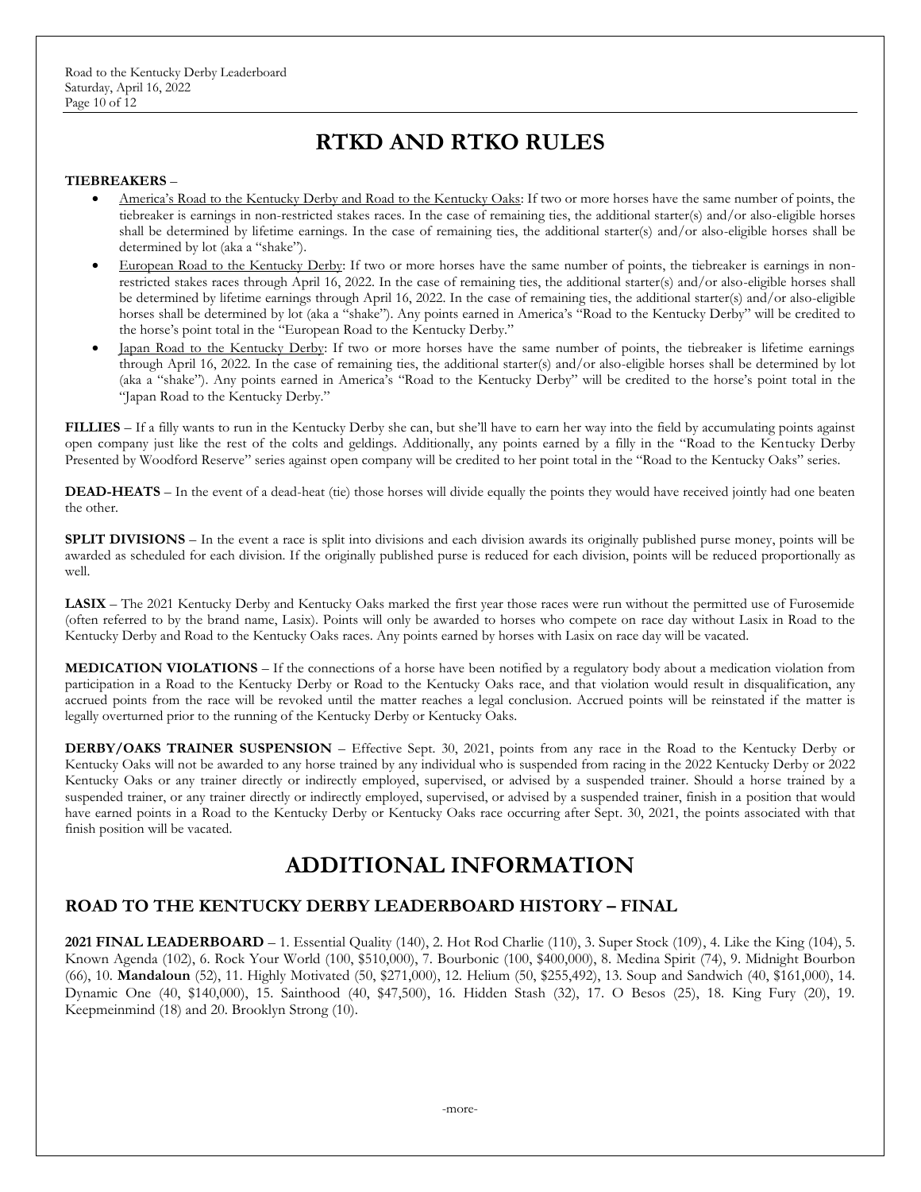# RTKD AND RTKO RULES

**TIEBREAKERS** –

- America's Road to the Kentucky Derby and Road to the Kentucky Oaks: If two or more horses have the same number of points, the tiebreaker is earnings in non-restricted stakes races. In the case of remaining ties, the additional starter(s) and/or also-eligible horses shall be determined by lifetime earnings. In the case of remaining ties, the additional starter(s) and/or also-eligible horses shall be determined by lot (aka a "shake").
- European Road to the Kentucky Derby: If two or more horses have the same number of points, the tiebreaker is earnings in non-restricted stakes races through April 16, 2022. In the case of remaining ties, the additional starter(s) and/or also-eligible horses shall be determined by lifetime earnings through April 16, 2022. In the case of remaining ties, the additional starter(s) and/or also-eligible horses shall be determined by lot (aka a "shake"). Any points earned in America's "Road to the Kentucky Derby" will be credited to the horse's point total in the "European Road to the Kentucky Derby."
- Japan Road to the Kentucky Derby: If two or more horses have the same number of points, the tiebreaker is lifetime earnings through April 16, 2022. In the case of remaining ties, the additional starter(s) and/or also-eligible horses shall be determined by lot (aka a "shake"). Any points earned in America's "Road to the Kentucky Derby" will be credited to the horse's point total in the "Japan Road to the Kentucky Derby."

**FILLIES** – If a filly wants to run in the Kentucky Derby she can, but she'll have to earn her way into the field by accumulating points against open company just like the rest of the colts and geldings. Additionally, any points earned by a filly in the "Road to the Kentucky Derby Presented by Woodford Reserve" series against open company will be credited to her point total in the "Road to the Kentucky Oaks" series.

**DEAD-HEATS** – In the event of a dead-heat (tie) those horses will divide equally the points they would have received jointly had one beaten the other.

**SPLIT DIVISIONS** – In the event a race is split into divisions and each division awards its originally published purse money, points will be awarded as scheduled for each division. If the originally published purse is reduced for each division, points will be reduced proportionally as well.

**LASIX** – The 2021 Kentucky Derby and Kentucky Oaks marked the first year those races were run without the permitted use of Furosemide (often referred to by the brand name, Lasix). Points will only be awarded to horses who compete on race day without Lasix in Road to the Kentucky Derby and Road to the Kentucky Oaks races. Any points earned by horses with Lasix on race day will be vacated.

**MEDICATION VIOLATIONS** – If the connections of a horse have been notified by a regulatory body about a medication violation from participation in a Road to the Kentucky Derby or Road to the Kentucky Oaks race, and that violation would result in disqualification, any accrued points from the race will be revoked until the matter reaches a legal conclusion. Accrued points will be reinstated if the matter is legally overturned prior to the running of the Kentucky Derby or Kentucky Oaks.

**DERBY/OAKS TRAINER SUSPENSION** – Effective Sept. 30, 2021, points from any race in the Road to the Kentucky Derby or Kentucky Oaks will not be awarded to any horse trained by any individual who is suspended from racing in the 2022 Kentucky Derby or 2022 Kentucky Oaks or any trainer directly or indirectly employed, supervised, or advised by a suspended trainer. Should a horse trained by a suspended trainer, or any trainer directly or indirectly employed, supervised, or advised by a suspended trainer, finish in a position that would have earned points in a Road to the Kentucky Derby or Kentucky Oaks race occurring after Sept. 30, 2021, the points associated with that finish position will be vacated.

# ADDITIONAL INFORMATION

## ROAD TO THE KENTUCKY DERBY LEADERBOARD HISTORY – FINAL

**2021 FINAL LEADERBOARD** – 1. Essential Quality (140), 2. Hot Rod Charlie (110), 3. Super Stock (109), 4. Like the King (104), 5. Known Agenda (102), 6. Rock Your World (100, $510,000), 7. Bourbonic (100, $400,000), 8. Medina Spirit (74), 9. Midnight Bourbon (66), 10. **Mandaloun** (52), 11. Highly Motivated (50, $271,000), 12. Helium (50, $255,492), 13. Soup and Sandwich (40, $161,000), 14. Dynamic One (40, $140,000), 15. Sainthood (40, $47,500), 16. Hidden Stash (32), 17. O Besos (25), 18. King Fury (20), 19. Keepmeinmind (18) and 20. Brooklyn Strong (10).

-more-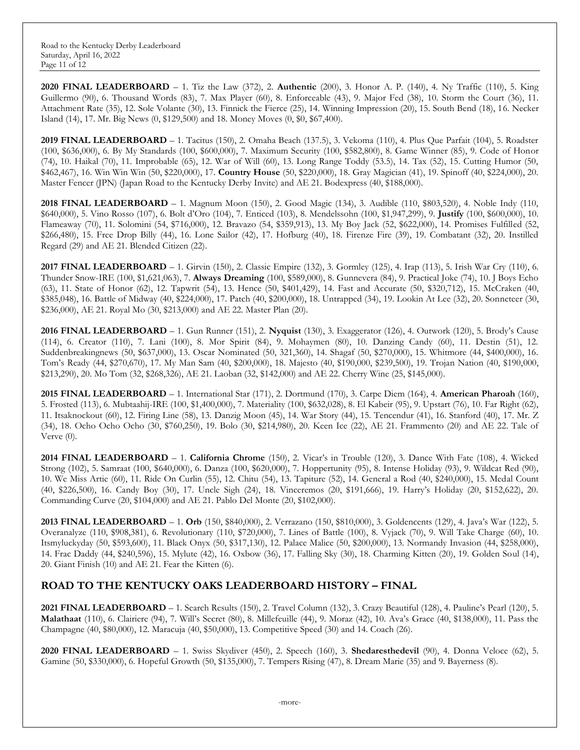**2020 FINAL LEADERBOARD** – 1. Tiz the Law (372), 2. **Authentic** (200), 3. Honor A. P. (140), 4. Ny Traffic (110), 5. King Guillermo (90), 6. Thousand Words (83), 7. Max Player (60), 8. Enforceable (43), 9. Major Fed (38), 10. Storm the Court (36), 11. Attachment Rate (35), 12. Sole Volante (30), 13. Finnick the Fierce (25), 14. Winning Impression (20), 15. South Bend (18), 16. Necker Island (14), 17. Mr. Big News (0, $129,500) and 18. Money Moves (0, $0, $67,400).

**2019 FINAL LEADERBOARD** – 1. Tacitus (150), 2. Omaha Beach (137.5), 3. Vekoma (110), 4. Plus Que Parfait (104), 5. Roadster (100, $636,000), 6. By My Standards (100, $600,000), 7. Maximum Security (100, $582,800), 8. Game Winner (85), 9. Code of Honor (74), 10. Haikal (70), 11. Improbable (65), 12. War of Will (60), 13. Long Range Toddy (53.5), 14. Tax (52), 15. Cutting Humor (50, $462,467), 16. Win Win Win (50, $220,000), 17. **Country House** (50, $220,000), 18. Gray Magician (41), 19. Spinoff (40, $224,000), 20. Master Fencer (JPN) (Japan Road to the Kentucky Derby Invite) and AE 21. Bodexpress (40, $188,000).

**2018 FINAL LEADERBOARD** – 1. Magnum Moon (150), 2. Good Magic (134), 3. Audible (110, $803,520), 4. Noble Indy (110, $640,000), 5. Vino Rosso (107), 6. Bolt d'Oro (104), 7. Enticed (103), 8. Mendelssohn (100, $1,947,299), 9. **Justify** (100, $600,000), 10. Flameaway (70), 11. Solomini (54, $716,000), 12. Bravazo (54, $359,913), 13. My Boy Jack (52, $622,000), 14. Promises Fulfilled (52, $266,480), 15. Free Drop Billy (44), 16. Lone Sailor (42), 17. Hofburg (40), 18. Firenze Fire (39), 19. Combatant (32), 20. Instilled Regard (29) and AE 21. Blended Citizen (22).

**2017 FINAL LEADERBOARD** – 1. Girvin (150), 2. Classic Empire (132), 3. Gormley (125), 4. Irap (113), 5. Irish War Cry (110), 6. Thunder Snow-IRE (100, $1,621,063), 7. **Always Dreaming** (100, $589,000), 8. Gunnevera (84), 9. Practical Joke (74), 10. J Boys Echo (63), 11. State of Honor (62), 12. Tapwrit (54), 13. Hence (50, $401,429), 14. Fast and Accurate (50, $320,712), 15. McCraken (40, $385,048), 16. Battle of Midway (40, $224,000), 17. Patch (40, $200,000), 18. Untrapped (34), 19. Lookin At Lee (32), 20. Sonneteer (30, $236,000), AE 21. Royal Mo (30, $213,000) and AE 22. Master Plan (20).

**2016 FINAL LEADERBOARD** – 1. Gun Runner (151), 2. **Nyquist** (130), 3. Exaggerator (126), 4. Outwork (120), 5. Brody's Cause (114), 6. Creator (110), 7. Lani (100), 8. Mor Spirit (84), 9. Mohaymen (80), 10. Danzing Candy (60), 11. Destin (51), 12. Suddenbreakingnews (50, $637,000), 13. Oscar Nominated (50, 321,360), 14. Shagaf (50, $270,000), 15. Whitmore (44, $400,000), 16. Tom's Ready (44, $270,670), 17. My Man Sam (40, $200,000), 18. Majesto (40, $190,000, $239,500), 19. Trojan Nation (40, $190,000, $213,290), 20. Mo Tom (32, $268,326), AE 21. Laoban (32, $142,000) and AE 22. Cherry Wine (25, $145,000).

**2015 FINAL LEADERBOARD** – 1. International Star (171), 2. Dortmund (170), 3. Carpe Diem (164), 4. **American Pharoah** (160), 5. Frosted (113), 6. Mubtaahij-IRE (100, $1,400,000), 7. Materiality (100, $632,028), 8. El Kabeir (95), 9. Upstart (76), 10. Far Right (62), 11. Itsaknockout (60), 12. Firing Line (58), 13. Danzig Moon (45), 14. War Story (44), 15. Tencendur (41), 16. Stanford (40), 17. Mr. Z (34), 18. Ocho Ocho Ocho (30, $760,250), 19. Bolo (30, $214,980), 20. Keen Ice (22), AE 21. Frammento (20) and AE 22. Tale of Verve (0).

**2014 FINAL LEADERBOARD** – 1. **California Chrome** (150), 2. Vicar's in Trouble (120), 3. Dance With Fate (108), 4. Wicked Strong (102), 5. Samraat (100, $640,000), 6. Danza (100, $620,000), 7. Hoppertunity (95), 8. Intense Holiday (93), 9. Wildcat Red (90), 10. We Miss Artie (60), 11. Ride On Curlin (55), 12. Chitu (54), 13. Tapiture (52), 14. General a Rod (40, $240,000), 15. Medal Count (40, $226,500), 16. Candy Boy (30), 17. Uncle Sigh (24), 18. Vinceremos (20, $191,666), 19. Harry's Holiday (20, $152,622), 20. Commanding Curve (20, $104,000) and AE 21. Pablo Del Monte (20, $102,000).

**2013 FINAL LEADERBOARD** – 1. **Orb** (150, $840,000), 2. Verrazano (150, $810,000), 3. Goldencents (129), 4. Java's War (122), 5. Overanalyze (110, $908,381), 6. Revolutionary (110, $720,000), 7. Lines of Battle (100), 8. Vyjack (70), 9. Will Take Charge (60), 10. Itsmyluckyday (50, $593,600), 11. Black Onyx (50, $317,130), 12. Palace Malice (50, $200,000), 13. Normandy Invasion (44, $258,000), 14. Frac Daddy (44, $240,596), 15. Mylute (42), 16. Oxbow (36), 17. Falling Sky (30), 18. Charming Kitten (20), 19. Golden Soul (14), 20. Giant Finish (10) and AE 21. Fear the Kitten (6).

## ROAD TO THE KENTUCKY OAKS LEADERBOARD HISTORY – FINAL

**2021 FINAL LEADERBOARD** – 1. Search Results (150), 2. Travel Column (132), 3. Crazy Beautiful (128), 4. Pauline's Pearl (120), 5. **Malathaat** (110), 6. Clairiere (94), 7. Will's Secret (80), 8. Millefeuille (44), 9. Moraz (42), 10. Ava's Grace (40, $138,000), 11. Pass the Champagne (40, $80,000), 12. Maracuja (40, $50,000), 13. Competitive Speed (30) and 14. Coach (26).

**2020 FINAL LEADERBOARD** – 1. Swiss Skydiver (450), 2. Speech (160), 3. **Shedaresthedevil** (90), 4. Donna Veloce (62), 5. Gamine (50, $330,000), 6. Hopeful Growth (50, $135,000), 7. Tempers Rising (47), 8. Dream Marie (35) and 9. Bayerness (8).

-more-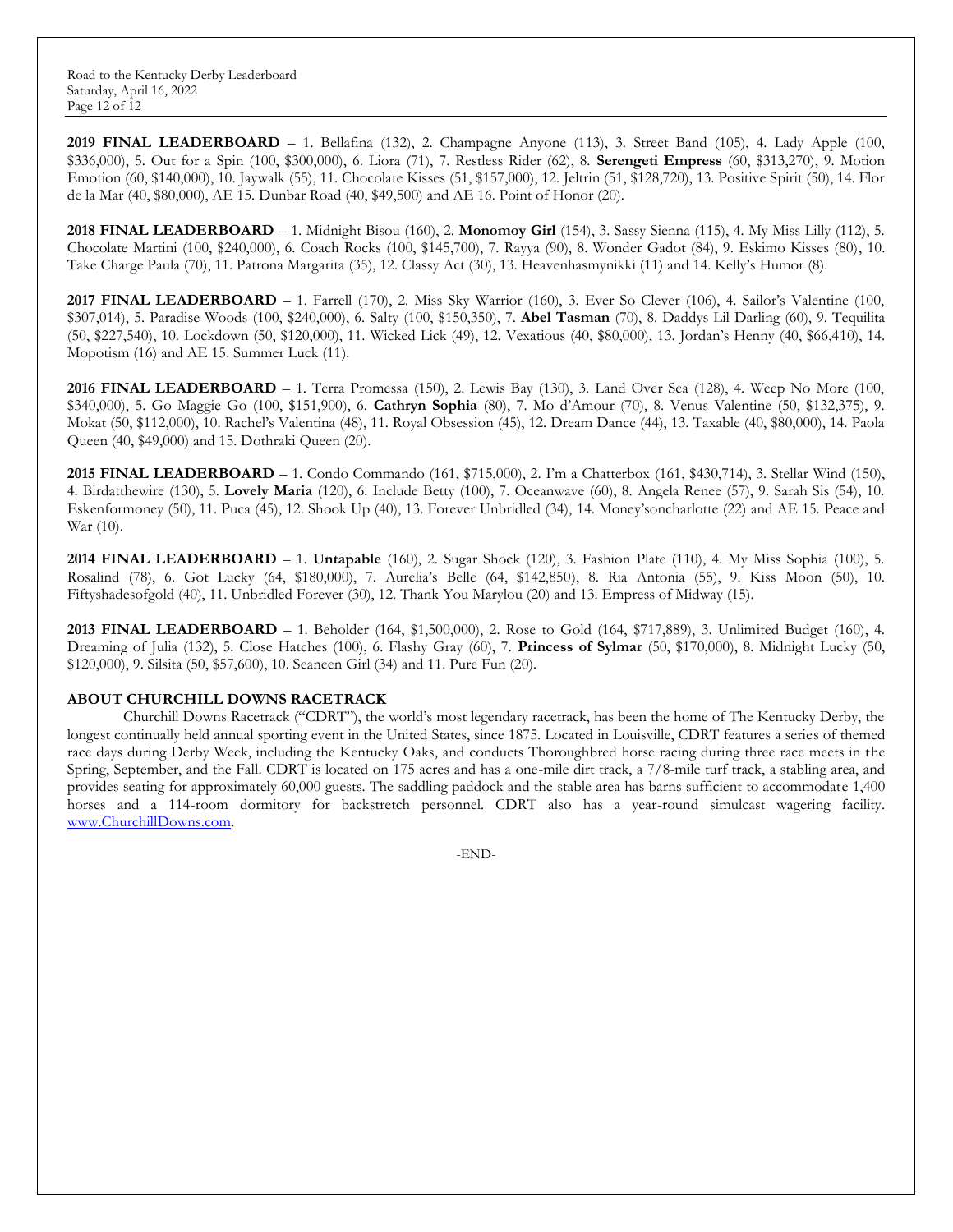**2019 FINAL LEADERBOARD** – 1. Bellafina (132), 2. Champagne Anyone (113), 3. Street Band (105), 4. Lady Apple (100, $336,000), 5. Out for a Spin (100, $300,000), 6. Liora (71), 7. Restless Rider (62), 8. **Serengeti Empress** (60, $313,270), 9. Motion Emotion (60, $140,000), 10. Jaywalk (55), 11. Chocolate Kisses (51, $157,000), 12. Jeltrin (51, $128,720), 13. Positive Spirit (50), 14. Flor de la Mar (40, $80,000), AE 15. Dunbar Road (40, $49,500) and AE 16. Point of Honor (20).

**2018 FINAL LEADERBOARD** – 1. Midnight Bisou (160), 2. **Monomoy Girl** (154), 3. Sassy Sienna (115), 4. My Miss Lilly (112), 5. Chocolate Martini (100, $240,000), 6. Coach Rocks (100, $145,700), 7. Rayya (90), 8. Wonder Gadot (84), 9. Eskimo Kisses (80), 10. Take Charge Paula (70), 11. Patrona Margarita (35), 12. Classy Act (30), 13. Heavenhasmynikki (11) and 14. Kelly's Humor (8).

**2017 FINAL LEADERBOARD** – 1. Farrell (170), 2. Miss Sky Warrior (160), 3. Ever So Clever (106), 4. Sailor's Valentine (100, $307,014), 5. Paradise Woods (100, $240,000), 6. Salty (100, $150,350), 7. **Abel Tasman** (70), 8. Daddys Lil Darling (60), 9. Tequilita (50, $227,540), 10. Lockdown (50, $120,000), 11. Wicked Lick (49), 12. Vexatious (40, $80,000), 13. Jordan's Henny (40, $66,410), 14. Mopotism (16) and AE 15. Summer Luck (11).

**2016 FINAL LEADERBOARD** – 1. Terra Promessa (150), 2. Lewis Bay (130), 3. Land Over Sea (128), 4. Weep No More (100, $340,000), 5. Go Maggie Go (100, $151,900), 6. **Cathryn Sophia** (80), 7. Mo d'Amour (70), 8. Venus Valentine (50, $132,375), 9. Mokat (50, $112,000), 10. Rachel's Valentina (48), 11. Royal Obsession (45), 12. Dream Dance (44), 13. Taxable (40, $80,000), 14. Paola Queen (40, $49,000) and 15. Dothraki Queen (20).

**2015 FINAL LEADERBOARD** – 1. Condo Commando (161, $715,000), 2. I'm a Chatterbox (161, $430,714), 3. Stellar Wind (150), 4. Birdatthewire (130), 5. **Lovely Maria** (120), 6. Include Betty (100), 7. Oceanwave (60), 8. Angela Renee (57), 9. Sarah Sis (54), 10. Eskenformoney (50), 11. Puca (45), 12. Shook Up (40), 13. Forever Unbridled (34), 14. Money'soncharlotte (22) and AE 15. Peace and War (10).

**2014 FINAL LEADERBOARD** – 1. **Untapable** (160), 2. Sugar Shock (120), 3. Fashion Plate (110), 4. My Miss Sophia (100), 5. Rosalind (78), 6. Got Lucky (64, $180,000), 7. Aurelia's Belle (64, $142,850), 8. Ria Antonia (55), 9. Kiss Moon (50), 10. Fiftyshadesofgold (40), 11. Unbridled Forever (30), 12. Thank You Marylou (20) and 13. Empress of Midway (15).

**2013 FINAL LEADERBOARD** – 1. Beholder (164, $1,500,000), 2. Rose to Gold (164, $717,889), 3. Unlimited Budget (160), 4. Dreaming of Julia (132), 5. Close Hatches (100), 6. Flashy Gray (60), 7. **Princess of Sylmar** (50, $170,000), 8. Midnight Lucky (50, $120,000), 9. Silsita (50, $57,600), 10. Seaneen Girl (34) and 11. Pure Fun (20).

**ABOUT CHURCHILL DOWNS RACETRACK**

Churchill Downs Racetrack ("CDRT"), the world's most legendary racetrack, has been the home of The Kentucky Derby, the longest continually held annual sporting event in the United States, since 1875. Located in Louisville, CDRT features a series of themed race days during Derby Week, including the Kentucky Oaks, and conducts Thoroughbred horse racing during three race meets in the Spring, September, and the Fall. CDRT is located on 175 acres and has a one-mile dirt track, a 7/8-mile turf track, a stabling area, and provides seating for approximately 60,000 guests. The saddling paddock and the stable area has barns sufficient to accommodate 1,400 horses and a 114-room dormitory for backstretch personnel. CDRT also has a year-round simulcast wagering facility. www.ChurchillDowns.com.

-END-